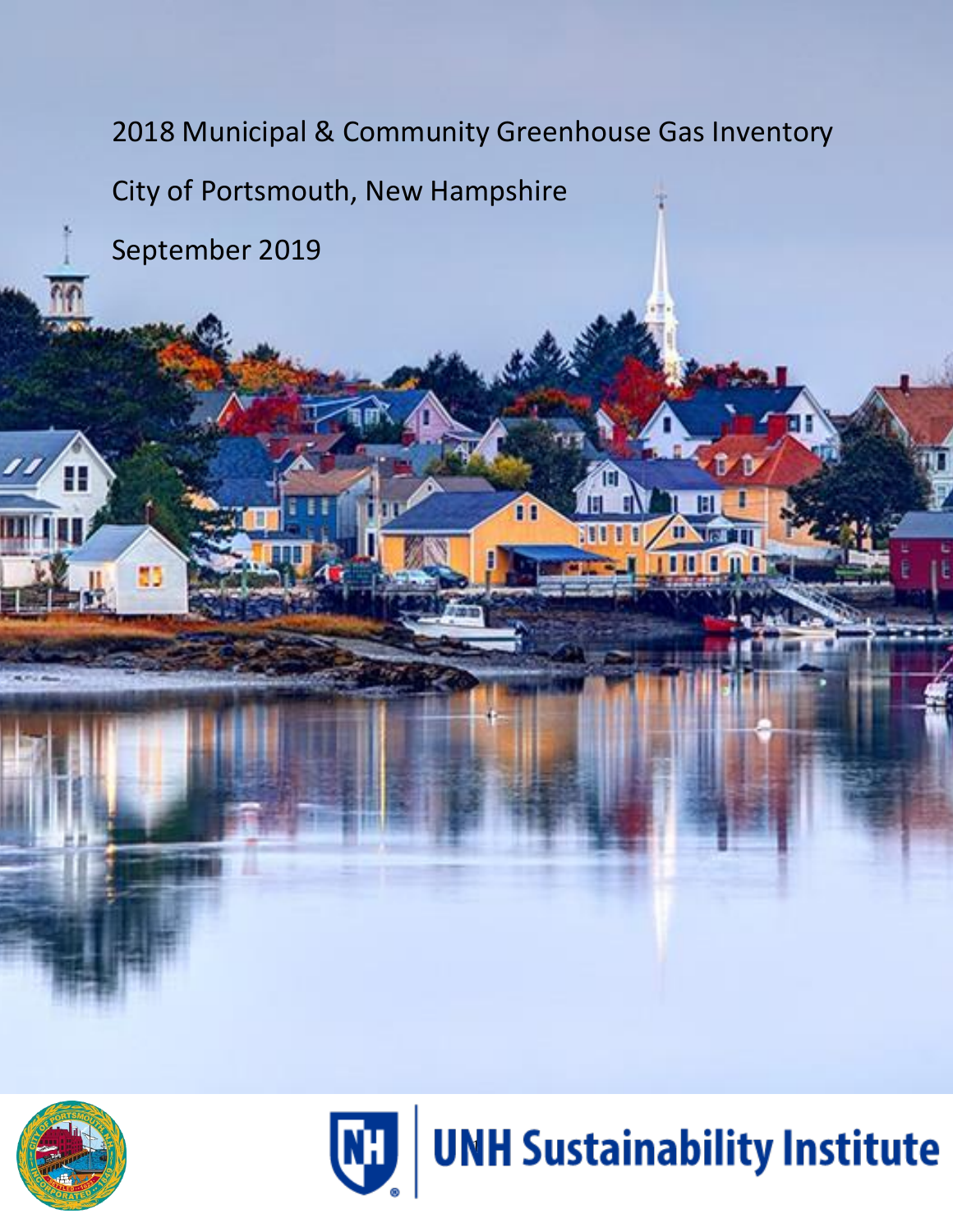# 2018 Municipal & Community Greenhouse Gas Inventory

## City of Portsmouth, New Hampshire

September 2019

UNH Sustainability Institute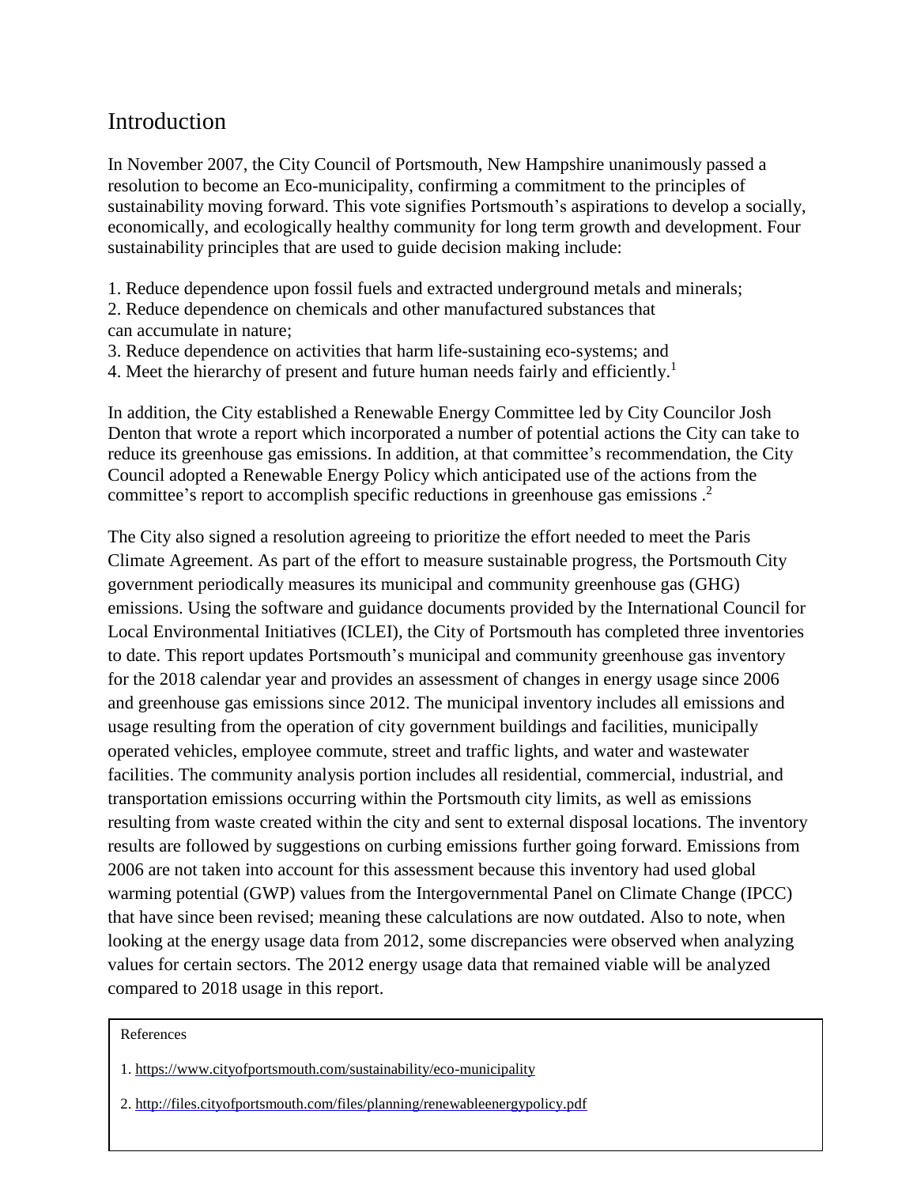# Introduction

In November 2007, the City Council of Portsmouth, New Hampshire unanimously passed a resolution to become an Eco-municipality, confirming a commitment to the principles of sustainability moving forward. This vote signifies Portsmouth's aspirations to develop a socially, economically, and ecologically healthy community for long term growth and development. Four sustainability principles that are used to guide decision making include:

1. Reduce dependence upon fossil fuels and extracted underground metals and minerals;
2. Reduce dependence on chemicals and other manufactured substances that can accumulate in nature;
3. Reduce dependence on activities that harm life-sustaining eco-systems; and
4. Meet the hierarchy of present and future human needs fairly and efficiently.[1]

In addition, the City established a Renewable Energy Committee led by City Councilor Josh Denton that wrote a report which incorporated a number of potential actions the City can take to reduce its greenhouse gas emissions. In addition, at that committee's recommendation, the City Council adopted a Renewable Energy Policy which anticipated use of the actions from the committee's report to accomplish specific reductions in greenhouse gas emissions .[2]

The City also signed a resolution agreeing to prioritize the effort needed to meet the Paris Climate Agreement. As part of the effort to measure sustainable progress, the Portsmouth City government periodically measures its municipal and community greenhouse gas (GHG) emissions. Using the software and guidance documents provided by the International Council for Local Environmental Initiatives (ICLEI), the City of Portsmouth has completed three inventories to date. This report updates Portsmouth's municipal and community greenhouse gas inventory for the 2018 calendar year and provides an assessment of changes in energy usage since 2006 and greenhouse gas emissions since 2012. The municipal inventory includes all emissions and usage resulting from the operation of city government buildings and facilities, municipally operated vehicles, employee commute, street and traffic lights, and water and wastewater facilities. The community analysis portion includes all residential, commercial, industrial, and transportation emissions occurring within the Portsmouth city limits, as well as emissions resulting from waste created within the city and sent to external disposal locations. The inventory results are followed by suggestions on curbing emissions further going forward. Emissions from 2006 are not taken into account for this assessment because this inventory had used global warming potential (GWP) values from the Intergovernmental Panel on Climate Change (IPCC) that have since been revised; meaning these calculations are now outdated. Also to note, when looking at the energy usage data from 2012, some discrepancies were observed when analyzing values for certain sectors. The 2012 energy usage data that remained viable will be analyzed compared to 2018 usage in this report.

References

1. https://www.cityofportsmouth.com/sustainability/eco-municipality

2. http://files.cityofportsmouth.com/files/planning/renewableenergypolicy.pdf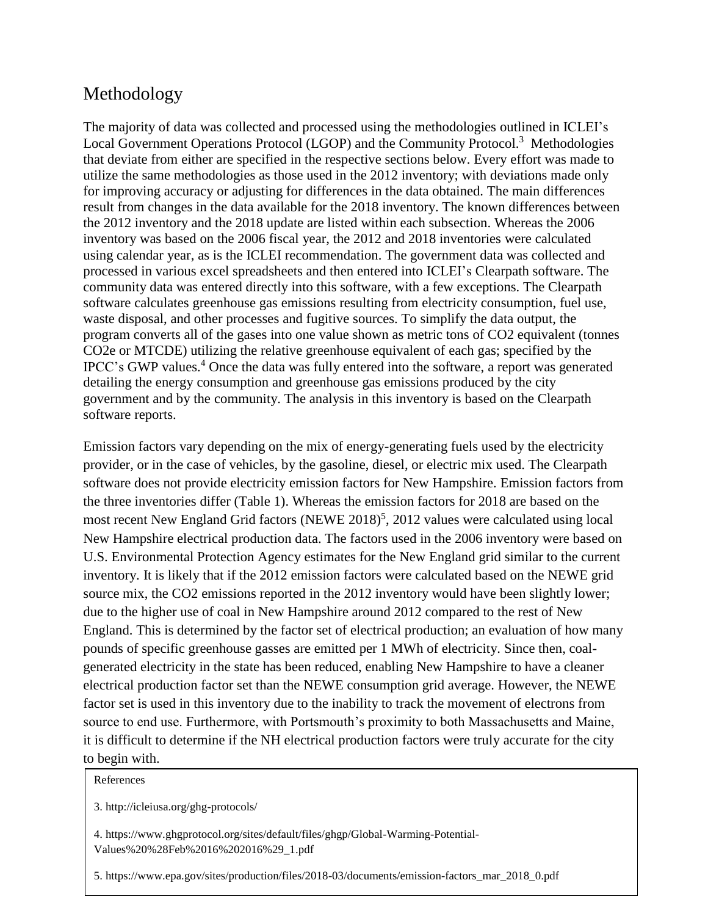## Methodology

The majority of data was collected and processed using the methodologies outlined in ICLEI's Local Government Operations Protocol (LGOP) and the Community Protocol.[3] Methodologies that deviate from either are specified in the respective sections below. Every effort was made to utilize the same methodologies as those used in the 2012 inventory; with deviations made only for improving accuracy or adjusting for differences in the data obtained. The main differences result from changes in the data available for the 2018 inventory. The known differences between the 2012 inventory and the 2018 update are listed within each subsection. Whereas the 2006 inventory was based on the 2006 fiscal year, the 2012 and 2018 inventories were calculated using calendar year, as is the ICLEI recommendation. The government data was collected and processed in various excel spreadsheets and then entered into ICLEI's Clearpath software. The community data was entered directly into this software, with a few exceptions. The Clearpath software calculates greenhouse gas emissions resulting from electricity consumption, fuel use, waste disposal, and other processes and fugitive sources. To simplify the data output, the program converts all of the gases into one value shown as metric tons of CO2 equivalent (tonnes CO2e or MTCDE) utilizing the relative greenhouse equivalent of each gas; specified by the IPCC's GWP values.[4] Once the data was fully entered into the software, a report was generated detailing the energy consumption and greenhouse gas emissions produced by the city government and by the community. The analysis in this inventory is based on the Clearpath software reports.

Emission factors vary depending on the mix of energy-generating fuels used by the electricity provider, or in the case of vehicles, by the gasoline, diesel, or electric mix used. The Clearpath software does not provide electricity emission factors for New Hampshire. Emission factors from the three inventories differ (Table 1). Whereas the emission factors for 2018 are based on the most recent New England Grid factors (NEWE 2018)[5], 2012 values were calculated using local New Hampshire electrical production data. The factors used in the 2006 inventory were based on U.S. Environmental Protection Agency estimates for the New England grid similar to the current inventory. It is likely that if the 2012 emission factors were calculated based on the NEWE grid source mix, the CO2 emissions reported in the 2012 inventory would have been slightly lower; due to the higher use of coal in New Hampshire around 2012 compared to the rest of New England. This is determined by the factor set of electrical production; an evaluation of how many pounds of specific greenhouse gasses are emitted per 1 MWh of electricity. Since then, coal-generated electricity in the state has been reduced, enabling New Hampshire to have a cleaner electrical production factor set than the NEWE consumption grid average. However, the NEWE factor set is used in this inventory due to the inability to track the movement of electrons from source to end use. Furthermore, with Portsmouth's proximity to both Massachusetts and Maine, it is difficult to determine if the NH electrical production factors were truly accurate for the city to begin with.

References

3. http://icleiusa.org/ghg-protocols/

4. https://www.ghgprotocol.org/sites/default/files/ghgp/Global-Warming-Potential-Values%20%28Feb%2016%202016%29_1.pdf

5. https://www.epa.gov/sites/production/files/2018-03/documents/emission-factors_mar_2018_0.pdf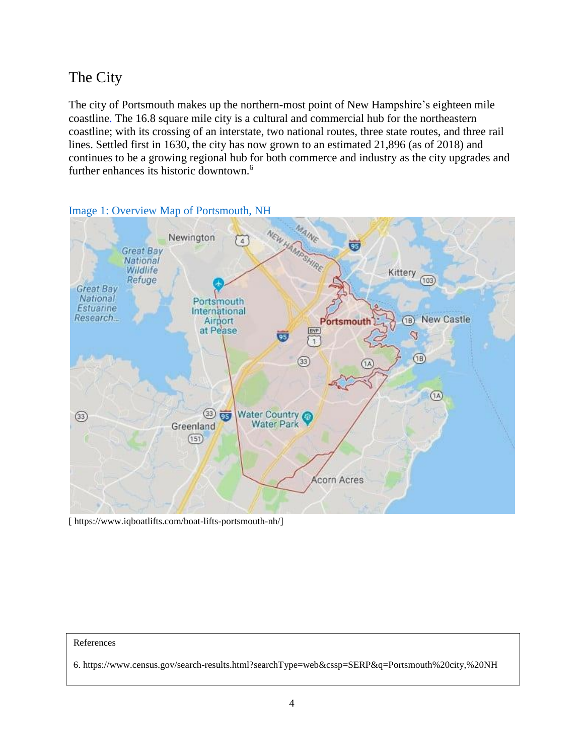## The City

The city of Portsmouth makes up the northern-most point of New Hampshire's eighteen mile coastline. The 16.8 square mile city is a cultural and commercial hub for the northeastern coastline; with its crossing of an interstate, two national routes, three state routes, and three rail lines. Settled first in 1630, the city has now grown to an estimated 21,896 (as of 2018) and continues to be a growing regional hub for both commerce and industry as the city upgrades and further enhances its historic downtown.[6]

Image 1: Overview Map of Portsmouth, NH

[ https://www.iqboatlifts.com/boat-lifts-portsmouth-nh/]

References

6. https://www.census.gov/search-results.html?searchType=web&cssp=SERP&q=Portsmouth%20city,%20NH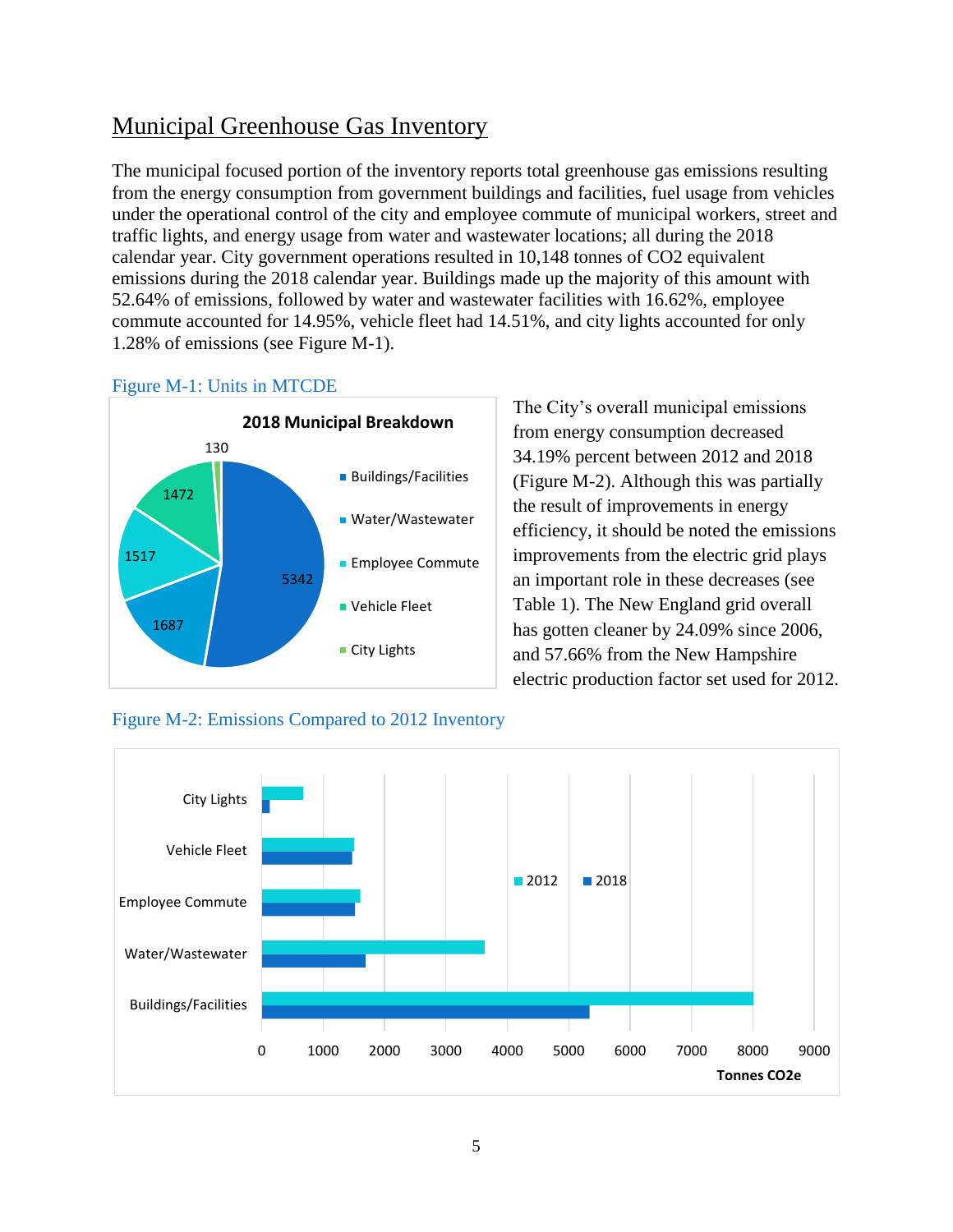## Municipal Greenhouse Gas Inventory

The municipal focused portion of the inventory reports total greenhouse gas emissions resulting from the energy consumption from government buildings and facilities, fuel usage from vehicles under the operational control of the city and employee commute of municipal workers, street and traffic lights, and energy usage from water and wastewater locations; all during the 2018 calendar year. City government operations resulted in 10,148 tonnes of $CO_2$ equivalent emissions during the 2018 calendar year. Buildings made up the majority of this amount with 52.64% of emissions, followed by water and wastewater facilities with 16.62%, employee commute accounted for 14.95%, vehicle fleet had 14.51%, and city lights accounted for only 1.28% of emissions (see Figure M-1).

Figure M-1: Units in MTCDE

**2018 Municipal Breakdown**

| Category | MTCDE |
| --- | --- |
| Buildings/Facilities | 5342 |
| Water/Wastewater | 1687 |
| Employee Commute | 1517 |
| Vehicle Fleet | 1472 |
| City Lights | 130 |

The City's overall municipal emissions from energy consumption decreased 34.19% percent between 2012 and 2018 (Figure M-2). Although this was partially the result of improvements in energy efficiency, it should be noted the emissions improvements from the electric grid plays an important role in these decreases (see Table 1). The New England grid overall has gotten cleaner by 24.09% since 2006, and 57.66% from the New Hampshire electric production factor set used for 2012.

Figure M-2: Emissions Compared to 2012 Inventory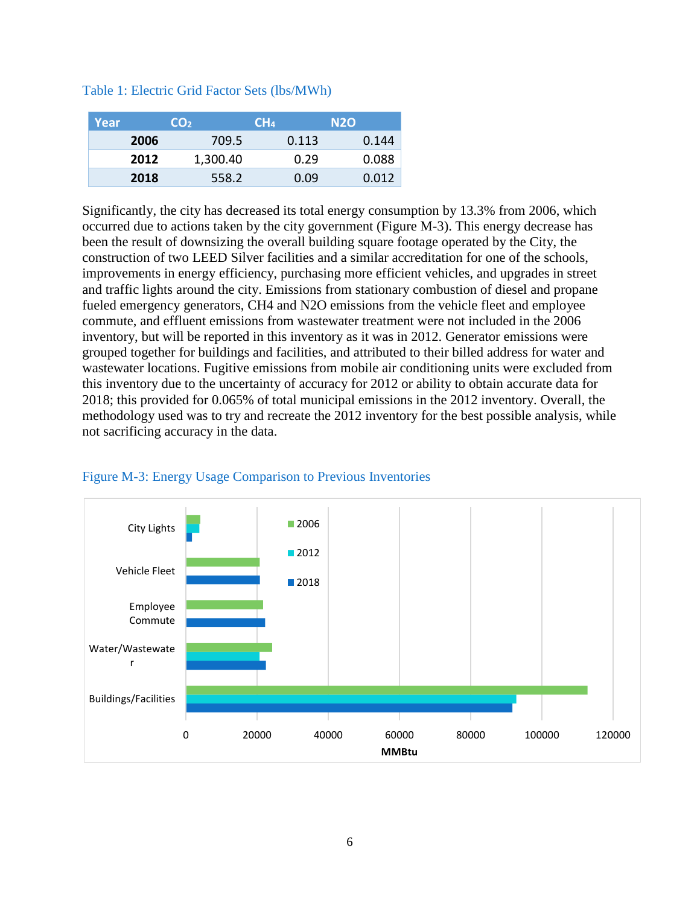Table 1: Electric Grid Factor Sets (lbs/MWh)

| Year | $CO_2$ | $CH_4$ | N2O |
|---|---|---|---|
| **2006** | 709.5 | 0.113 | 0.144 |
| **2012** | 1,300.40 | 0.29 | 0.088 |
| **2018** | 558.2 | 0.09 | 0.012 |

Significantly, the city has decreased its total energy consumption by 13.3% from 2006, which occurred due to actions taken by the city government (Figure M-3). This energy decrease has been the result of downsizing the overall building square footage operated by the City, the construction of two LEED Silver facilities and a similar accreditation for one of the schools, improvements in energy efficiency, purchasing more efficient vehicles, and upgrades in street and traffic lights around the city. Emissions from stationary combustion of diesel and propane fueled emergency generators, CH4 and N2O emissions from the vehicle fleet and employee commute, and effluent emissions from wastewater treatment were not included in the 2006 inventory, but will be reported in this inventory as it was in 2012. Generator emissions were grouped together for buildings and facilities, and attributed to their billed address for water and wastewater locations. Fugitive emissions from mobile air conditioning units were excluded from this inventory due to the uncertainty of accuracy for 2012 or ability to obtain accurate data for 2018; this provided for 0.065% of total municipal emissions in the 2012 inventory. Overall, the methodology used was to try and recreate the 2012 inventory for the best possible analysis, while not sacrificing accuracy in the data.

Figure M-3: Energy Usage Comparison to Previous Inventories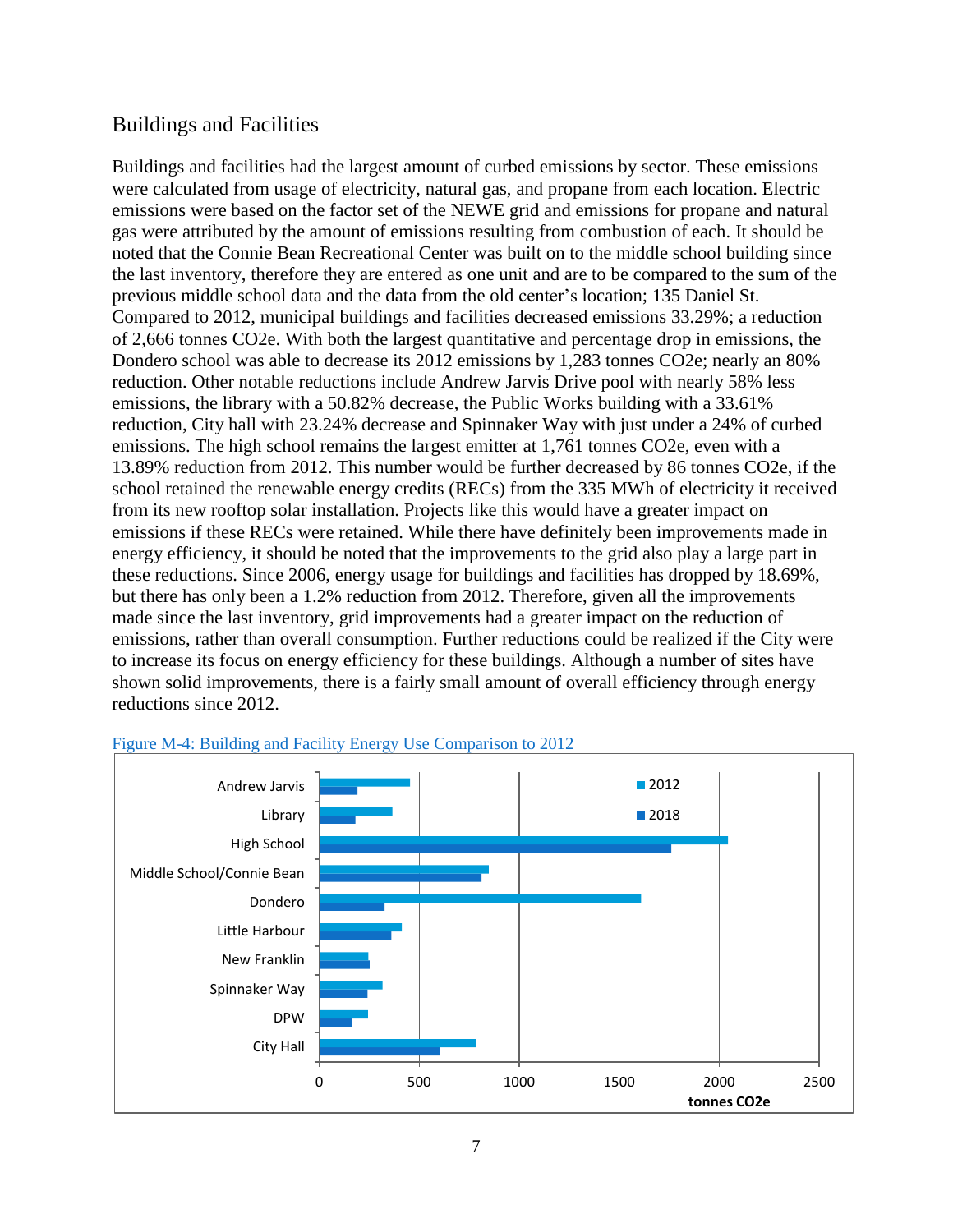## Buildings and Facilities

Buildings and facilities had the largest amount of curbed emissions by sector. These emissions were calculated from usage of electricity, natural gas, and propane from each location. Electric emissions were based on the factor set of the NEWE grid and emissions for propane and natural gas were attributed by the amount of emissions resulting from combustion of each. It should be noted that the Connie Bean Recreational Center was built on to the middle school building since the last inventory, therefore they are entered as one unit and are to be compared to the sum of the previous middle school data and the data from the old center's location; 135 Daniel St. Compared to 2012, municipal buildings and facilities decreased emissions 33.29%; a reduction of 2,666 tonnes CO2e. With both the largest quantitative and percentage drop in emissions, the Dondero school was able to decrease its 2012 emissions by 1,283 tonnes CO2e; nearly an 80% reduction. Other notable reductions include Andrew Jarvis Drive pool with nearly 58% less emissions, the library with a 50.82% decrease, the Public Works building with a 33.61% reduction, City hall with 23.24% decrease and Spinnaker Way with just under a 24% of curbed emissions. The high school remains the largest emitter at 1,761 tonnes CO2e, even with a 13.89% reduction from 2012. This number would be further decreased by 86 tonnes CO2e, if the school retained the renewable energy credits (RECs) from the 335 MWh of electricity it received from its new rooftop solar installation. Projects like this would have a greater impact on emissions if these RECs were retained. While there have definitely been improvements made in energy efficiency, it should be noted that the improvements to the grid also play a large part in these reductions. Since 2006, energy usage for buildings and facilities has dropped by 18.69%, but there has only been a 1.2% reduction from 2012. Therefore, given all the improvements made since the last inventory, grid improvements had a greater impact on the reduction of emissions, rather than overall consumption. Further reductions could be realized if the City were to increase its focus on energy efficiency for these buildings. Although a number of sites have shown solid improvements, there is a fairly small amount of overall efficiency through energy reductions since 2012.

Figure M-4: Building and Facility Energy Use Comparison to 2012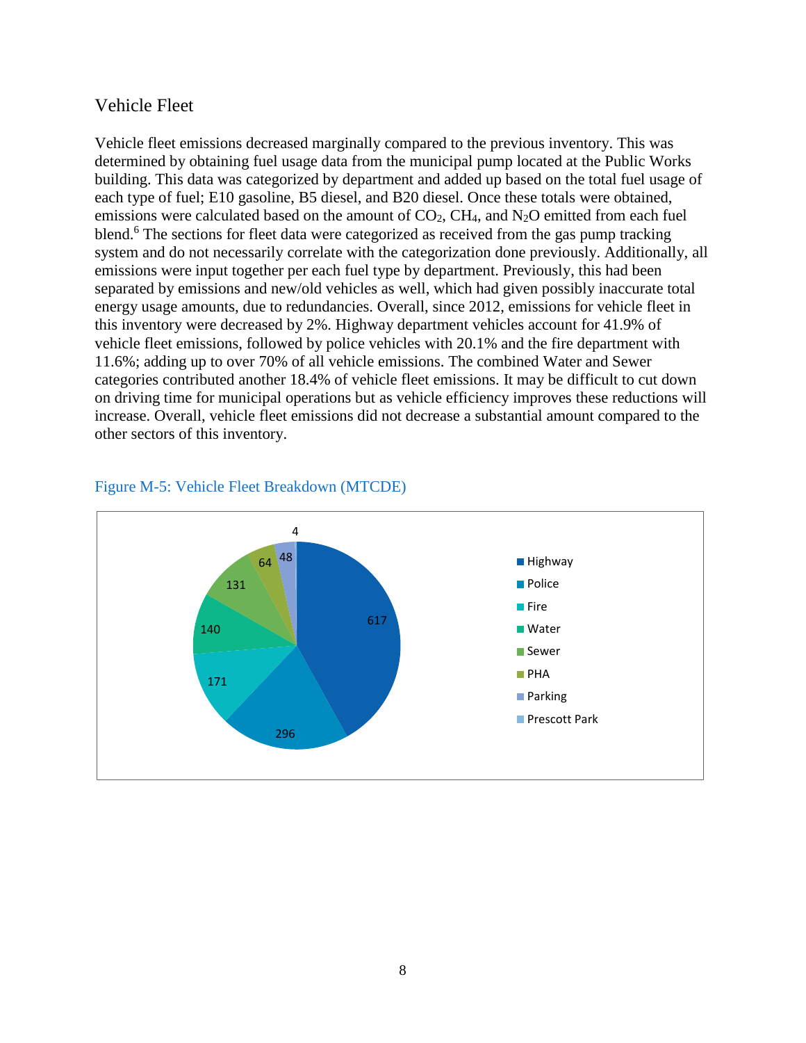## Vehicle Fleet

Vehicle fleet emissions decreased marginally compared to the previous inventory. This was determined by obtaining fuel usage data from the municipal pump located at the Public Works building. This data was categorized by department and added up based on the total fuel usage of each type of fuel; E10 gasoline, B5 diesel, and B20 diesel. Once these totals were obtained, emissions were calculated based on the amount of $CO_2$, $CH_4$, and $N_2O$ emitted from each fuel blend.[6] The sections for fleet data were categorized as received from the gas pump tracking system and do not necessarily correlate with the categorization done previously. Additionally, all emissions were input together per each fuel type by department. Previously, this had been separated by emissions and new/old vehicles as well, which had given possibly inaccurate total energy usage amounts, due to redundancies. Overall, since 2012, emissions for vehicle fleet in this inventory were decreased by 2%. Highway department vehicles account for 41.9% of vehicle fleet emissions, followed by police vehicles with 20.1% and the fire department with 11.6%; adding up to over 70% of all vehicle emissions. The combined Water and Sewer categories contributed another 18.4% of vehicle fleet emissions. It may be difficult to cut down on driving time for municipal operations but as vehicle efficiency improves these reductions will increase. Overall, vehicle fleet emissions did not decrease a substantial amount compared to the other sectors of this inventory.

Figure M-5: Vehicle Fleet Breakdown (MTCDE)

| Department | MTCDE |
|---|---|
| Highway | 617 |
| Police | 296 |
| Fire | 171 |
| Water | 140 |
| Sewer | 131 |
| PHA | 64 |
| Parking | 48 |
| Prescott Park | 4 |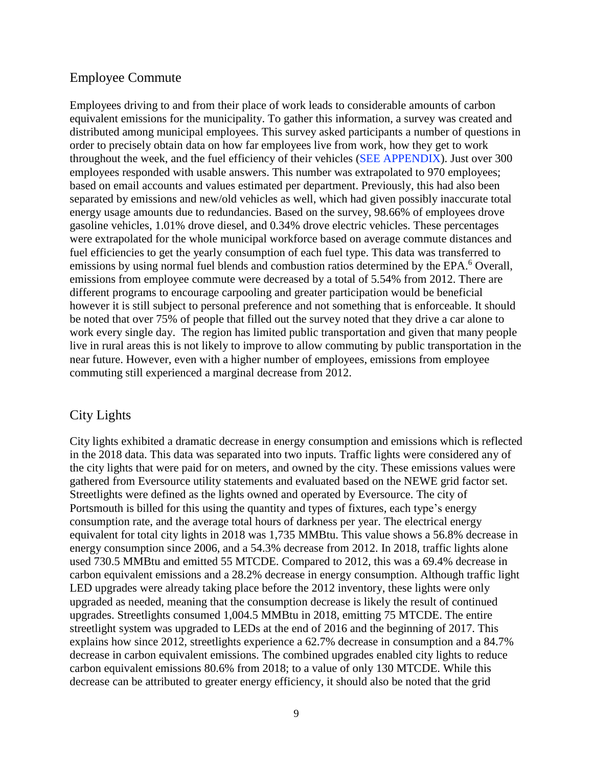## Employee Commute

Employees driving to and from their place of work leads to considerable amounts of carbon equivalent emissions for the municipality. To gather this information, a survey was created and distributed among municipal employees. This survey asked participants a number of questions in order to precisely obtain data on how far employees live from work, how they get to work throughout the week, and the fuel efficiency of their vehicles (SEE APPENDIX). Just over 300 employees responded with usable answers. This number was extrapolated to 970 employees; based on email accounts and values estimated per department. Previously, this had also been separated by emissions and new/old vehicles as well, which had given possibly inaccurate total energy usage amounts due to redundancies. Based on the survey, 98.66% of employees drove gasoline vehicles, 1.01% drove diesel, and 0.34% drove electric vehicles. These percentages were extrapolated for the whole municipal workforce based on average commute distances and fuel efficiencies to get the yearly consumption of each fuel type. This data was transferred to emissions by using normal fuel blends and combustion ratios determined by the EPA.[6] Overall, emissions from employee commute were decreased by a total of 5.54% from 2012. There are different programs to encourage carpooling and greater participation would be beneficial however it is still subject to personal preference and not something that is enforceable. It should be noted that over 75% of people that filled out the survey noted that they drive a car alone to work every single day. The region has limited public transportation and given that many people live in rural areas this is not likely to improve to allow commuting by public transportation in the near future. However, even with a higher number of employees, emissions from employee commuting still experienced a marginal decrease from 2012.

## City Lights

City lights exhibited a dramatic decrease in energy consumption and emissions which is reflected in the 2018 data. This data was separated into two inputs. Traffic lights were considered any of the city lights that were paid for on meters, and owned by the city. These emissions values were gathered from Eversource utility statements and evaluated based on the NEWE grid factor set. Streetlights were defined as the lights owned and operated by Eversource. The city of Portsmouth is billed for this using the quantity and types of fixtures, each type's energy consumption rate, and the average total hours of darkness per year. The electrical energy equivalent for total city lights in 2018 was 1,735 MMBtu. This value shows a 56.8% decrease in energy consumption since 2006, and a 54.3% decrease from 2012. In 2018, traffic lights alone used 730.5 MMBtu and emitted 55 MTCDE. Compared to 2012, this was a 69.4% decrease in carbon equivalent emissions and a 28.2% decrease in energy consumption. Although traffic light LED upgrades were already taking place before the 2012 inventory, these lights were only upgraded as needed, meaning that the consumption decrease is likely the result of continued upgrades. Streetlights consumed 1,004.5 MMBtu in 2018, emitting 75 MTCDE. The entire streetlight system was upgraded to LEDs at the end of 2016 and the beginning of 2017. This explains how since 2012, streetlights experience a 62.7% decrease in consumption and a 84.7% decrease in carbon equivalent emissions. The combined upgrades enabled city lights to reduce carbon equivalent emissions 80.6% from 2018; to a value of only 130 MTCDE. While this decrease can be attributed to greater energy efficiency, it should also be noted that the grid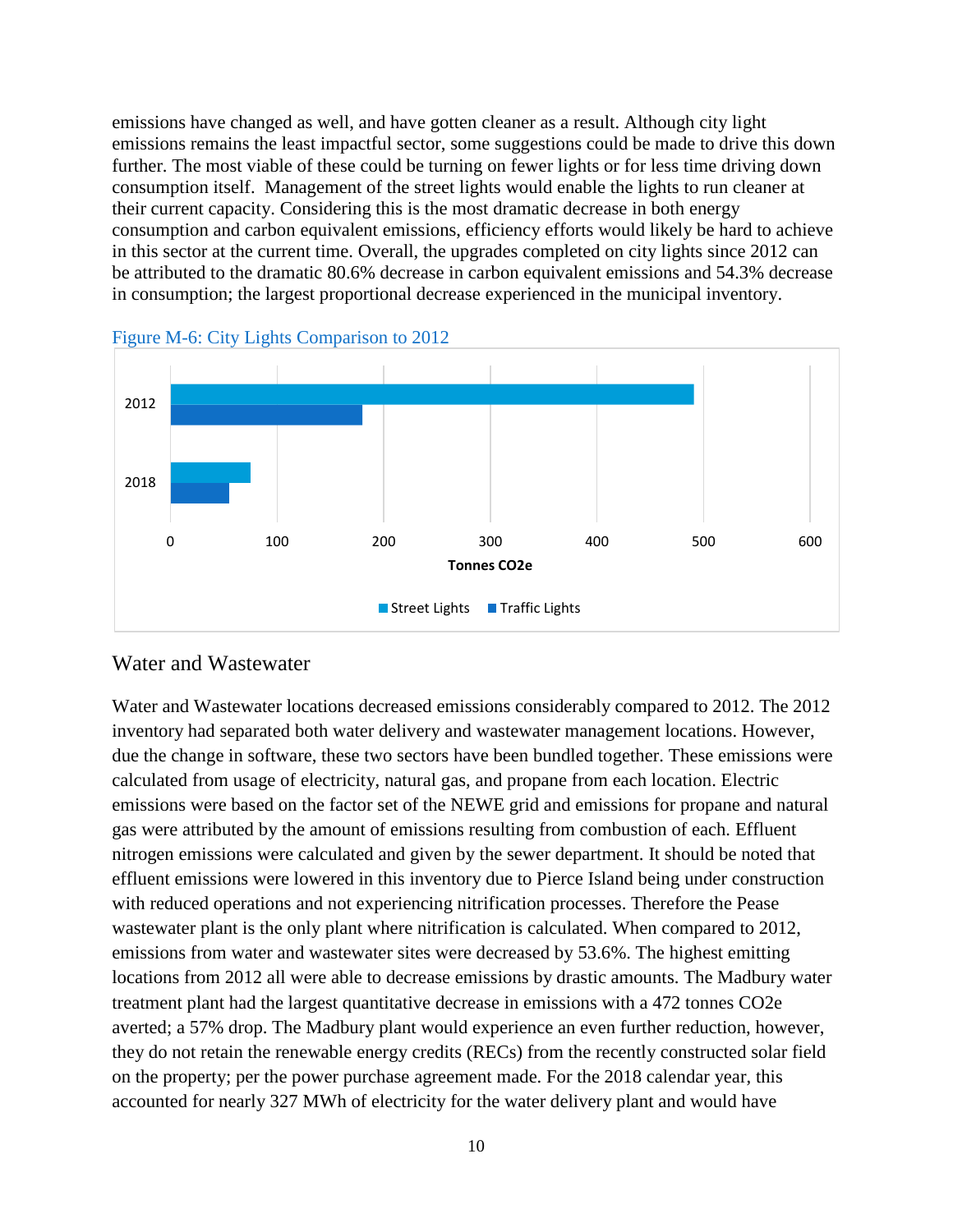emissions have changed as well, and have gotten cleaner as a result. Although city light emissions remains the least impactful sector, some suggestions could be made to drive this down further. The most viable of these could be turning on fewer lights or for less time driving down consumption itself. Management of the street lights would enable the lights to run cleaner at their current capacity. Considering this is the most dramatic decrease in both energy consumption and carbon equivalent emissions, efficiency efforts would likely be hard to achieve in this sector at the current time. Overall, the upgrades completed on city lights since 2012 can be attributed to the dramatic 80.6% decrease in carbon equivalent emissions and 54.3% decrease in consumption; the largest proportional decrease experienced in the municipal inventory.

Figure M-6: City Lights Comparison to 2012

## Water and Wastewater

Water and Wastewater locations decreased emissions considerably compared to 2012. The 2012 inventory had separated both water delivery and wastewater management locations. However, due the change in software, these two sectors have been bundled together. These emissions were calculated from usage of electricity, natural gas, and propane from each location. Electric emissions were based on the factor set of the NEWE grid and emissions for propane and natural gas were attributed by the amount of emissions resulting from combustion of each. Effluent nitrogen emissions were calculated and given by the sewer department. It should be noted that effluent emissions were lowered in this inventory due to Pierce Island being under construction with reduced operations and not experiencing nitrification processes. Therefore the Pease wastewater plant is the only plant where nitrification is calculated. When compared to 2012, emissions from water and wastewater sites were decreased by 53.6%. The highest emitting locations from 2012 all were able to decrease emissions by drastic amounts. The Madbury water treatment plant had the largest quantitative decrease in emissions with a 472 tonnes CO2e averted; a 57% drop. The Madbury plant would experience an even further reduction, however, they do not retain the renewable energy credits (RECs) from the recently constructed solar field on the property; per the power purchase agreement made. For the 2018 calendar year, this accounted for nearly 327 MWh of electricity for the water delivery plant and would have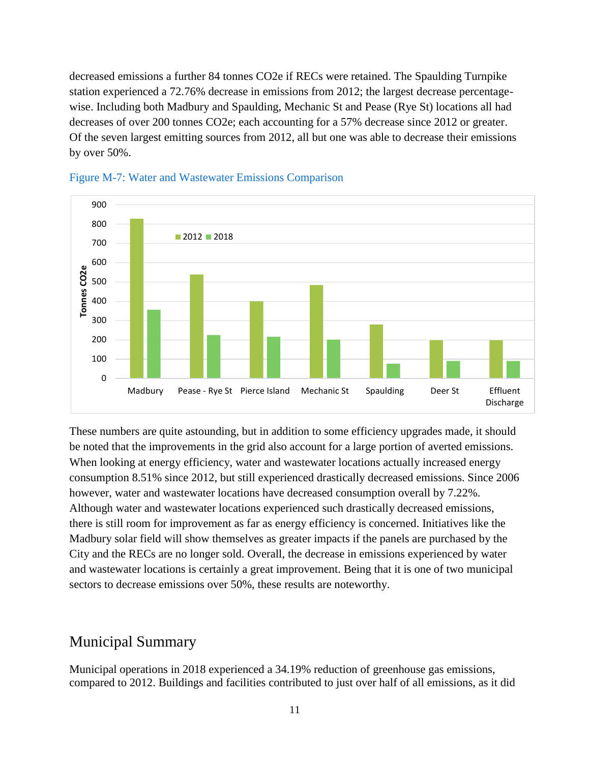decreased emissions a further 84 tonnes CO2e if RECs were retained. The Spaulding Turnpike station experienced a 72.76% decrease in emissions from 2012; the largest decrease percentage-wise. Including both Madbury and Spaulding, Mechanic St and Pease (Rye St) locations all had decreases of over 200 tonnes CO2e; each accounting for a 57% decrease since 2012 or greater. Of the seven largest emitting sources from 2012, all but one was able to decrease their emissions by over 50%.

Figure M-7: Water and Wastewater Emissions Comparison

These numbers are quite astounding, but in addition to some efficiency upgrades made, it should be noted that the improvements in the grid also account for a large portion of averted emissions. When looking at energy efficiency, water and wastewater locations actually increased energy consumption 8.51% since 2012, but still experienced drastically decreased emissions. Since 2006 however, water and wastewater locations have decreased consumption overall by 7.22%. Although water and wastewater locations experienced such drastically decreased emissions, there is still room for improvement as far as energy efficiency is concerned. Initiatives like the Madbury solar field will show themselves as greater impacts if the panels are purchased by the City and the RECs are no longer sold. Overall, the decrease in emissions experienced by water and wastewater locations is certainly a great improvement. Being that it is one of two municipal sectors to decrease emissions over 50%, these results are noteworthy.

## Municipal Summary

Municipal operations in 2018 experienced a 34.19% reduction of greenhouse gas emissions, compared to 2012. Buildings and facilities contributed to just over half of all emissions, as it did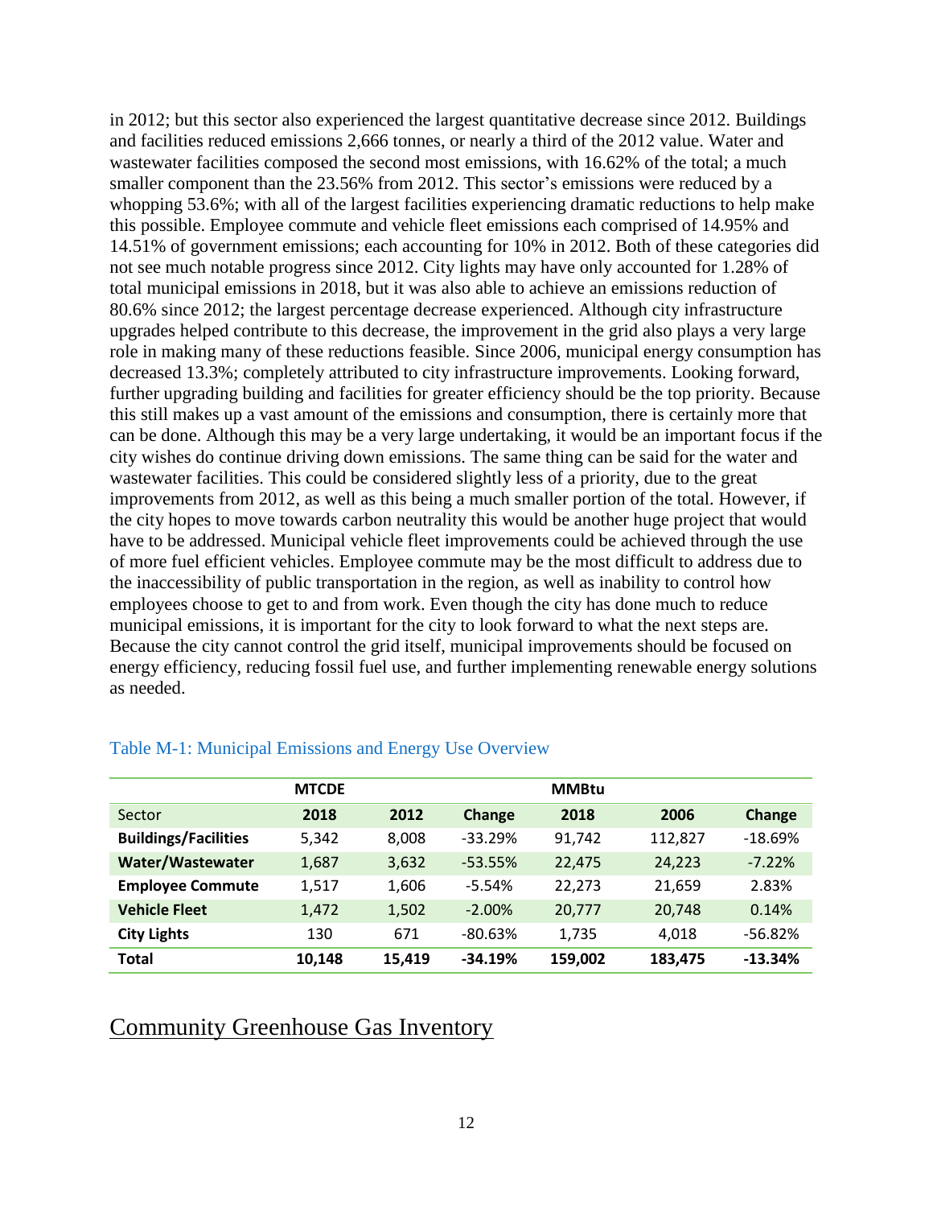in 2012; but this sector also experienced the largest quantitative decrease since 2012. Buildings and facilities reduced emissions 2,666 tonnes, or nearly a third of the 2012 value. Water and wastewater facilities composed the second most emissions, with 16.62% of the total; a much smaller component than the 23.56% from 2012. This sector's emissions were reduced by a whopping 53.6%; with all of the largest facilities experiencing dramatic reductions to help make this possible. Employee commute and vehicle fleet emissions each comprised of 14.95% and 14.51% of government emissions; each accounting for 10% in 2012. Both of these categories did not see much notable progress since 2012. City lights may have only accounted for 1.28% of total municipal emissions in 2018, but it was also able to achieve an emissions reduction of 80.6% since 2012; the largest percentage decrease experienced. Although city infrastructure upgrades helped contribute to this decrease, the improvement in the grid also plays a very large role in making many of these reductions feasible. Since 2006, municipal energy consumption has decreased 13.3%; completely attributed to city infrastructure improvements. Looking forward, further upgrading building and facilities for greater efficiency should be the top priority. Because this still makes up a vast amount of the emissions and consumption, there is certainly more that can be done. Although this may be a very large undertaking, it would be an important focus if the city wishes do continue driving down emissions. The same thing can be said for the water and wastewater facilities. This could be considered slightly less of a priority, due to the great improvements from 2012, as well as this being a much smaller portion of the total. However, if the city hopes to move towards carbon neutrality this would be another huge project that would have to be addressed. Municipal vehicle fleet improvements could be achieved through the use of more fuel efficient vehicles. Employee commute may be the most difficult to address due to the inaccessibility of public transportation in the region, as well as inability to control how employees choose to get to and from work. Even though the city has done much to reduce municipal emissions, it is important for the city to look forward to what the next steps are. Because the city cannot control the grid itself, municipal improvements should be focused on energy efficiency, reducing fossil fuel use, and further implementing renewable energy solutions as needed.

Table M-1: Municipal Emissions and Energy Use Overview

| | **MTCDE** | | | **MMBtu** | | |
|---|---|---|---|---|---|---|
| Sector | **2018** | **2012** | **Change** | **2018** | **2006** | **Change** |
| **Buildings/Facilities** | 5,342 | 8,008 | -33.29% | 91,742 | 112,827 | -18.69% |
| **Water/Wastewater** | 1,687 | 3,632 | -53.55% | 22,475 | 24,223 | -7.22% |
| **Employee Commute** | 1,517 | 1,606 | -5.54% | 22,273 | 21,659 | 2.83% |
| **Vehicle Fleet** | 1,472 | 1,502 | -2.00% | 20,777 | 20,748 | 0.14% |
| **City Lights** | 130 | 671 | -80.63% | 1,735 | 4,018 | -56.82% |
| **Total** | **10,148** | **15,419** | **-34.19%** | **159,002** | **183,475** | **-13.34%** |

# Community Greenhouse Gas Inventory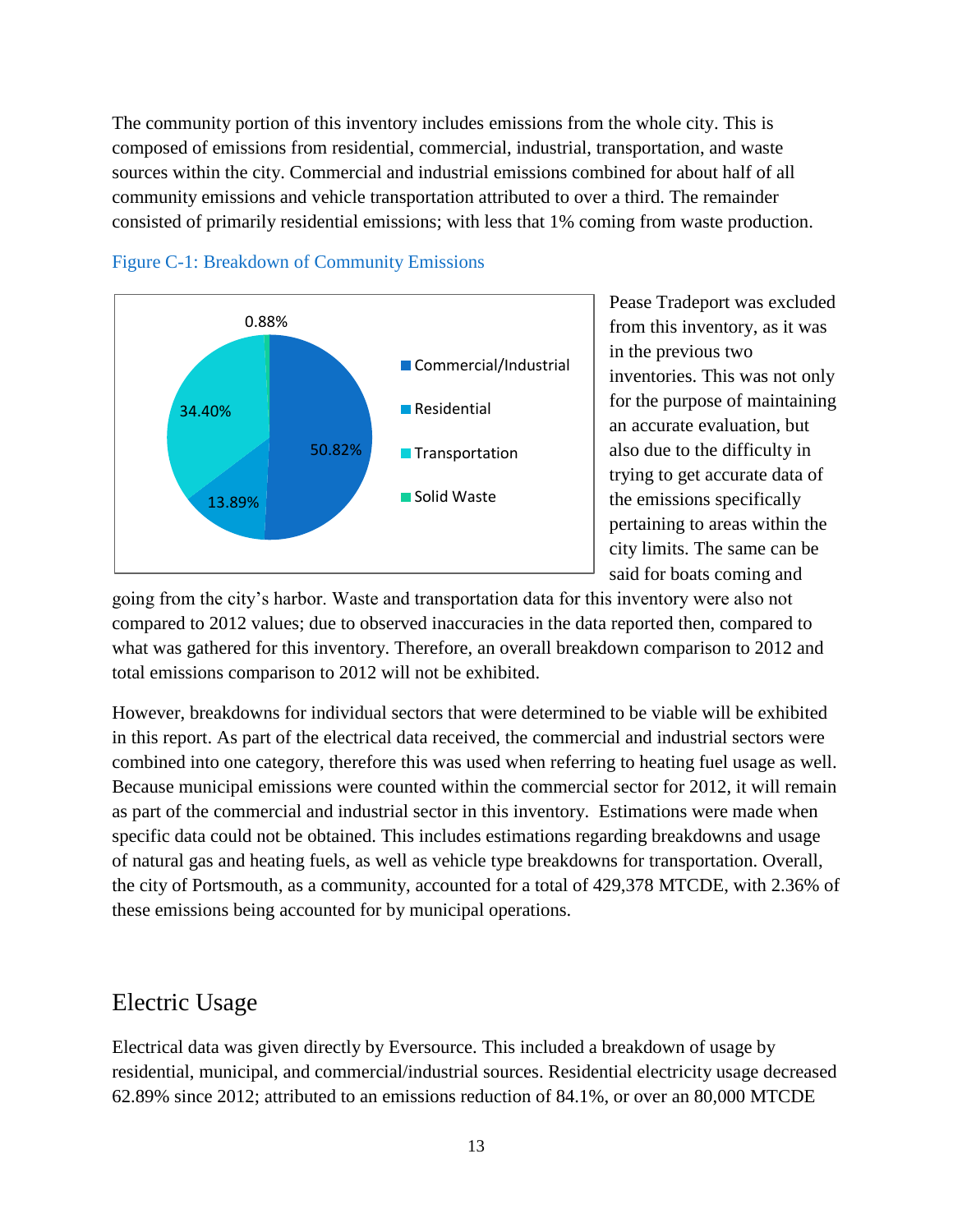The community portion of this inventory includes emissions from the whole city. This is composed of emissions from residential, commercial, industrial, transportation, and waste sources within the city. Commercial and industrial emissions combined for about half of all community emissions and vehicle transportation attributed to over a third. The remainder consisted of primarily residential emissions; with less that 1% coming from waste production.

Figure C-1: Breakdown of Community Emissions

| Category | Share |
| --- | --- |
| Commercial/Industrial | 50.82% |
| Residential | 13.89% |
| Transportation | 34.40% |
| Solid Waste | 0.88% |

Pease Tradeport was excluded from this inventory, as it was in the previous two inventories. This was not only for the purpose of maintaining an accurate evaluation, but also due to the difficulty in trying to get accurate data of the emissions specifically pertaining to areas within the city limits. The same can be said for boats coming and going from the city's harbor. Waste and transportation data for this inventory were also not compared to 2012 values; due to observed inaccuracies in the data reported then, compared to what was gathered for this inventory. Therefore, an overall breakdown comparison to 2012 and total emissions comparison to 2012 will not be exhibited.

However, breakdowns for individual sectors that were determined to be viable will be exhibited in this report. As part of the electrical data received, the commercial and industrial sectors were combined into one category, therefore this was used when referring to heating fuel usage as well. Because municipal emissions were counted within the commercial sector for 2012, it will remain as part of the commercial and industrial sector in this inventory. Estimations were made when specific data could not be obtained. This includes estimations regarding breakdowns and usage of natural gas and heating fuels, as well as vehicle type breakdowns for transportation. Overall, the city of Portsmouth, as a community, accounted for a total of 429,378 MTCDE, with 2.36% of these emissions being accounted for by municipal operations.

## Electric Usage

Electrical data was given directly by Eversource. This included a breakdown of usage by residential, municipal, and commercial/industrial sources. Residential electricity usage decreased 62.89% since 2012; attributed to an emissions reduction of 84.1%, or over an 80,000 MTCDE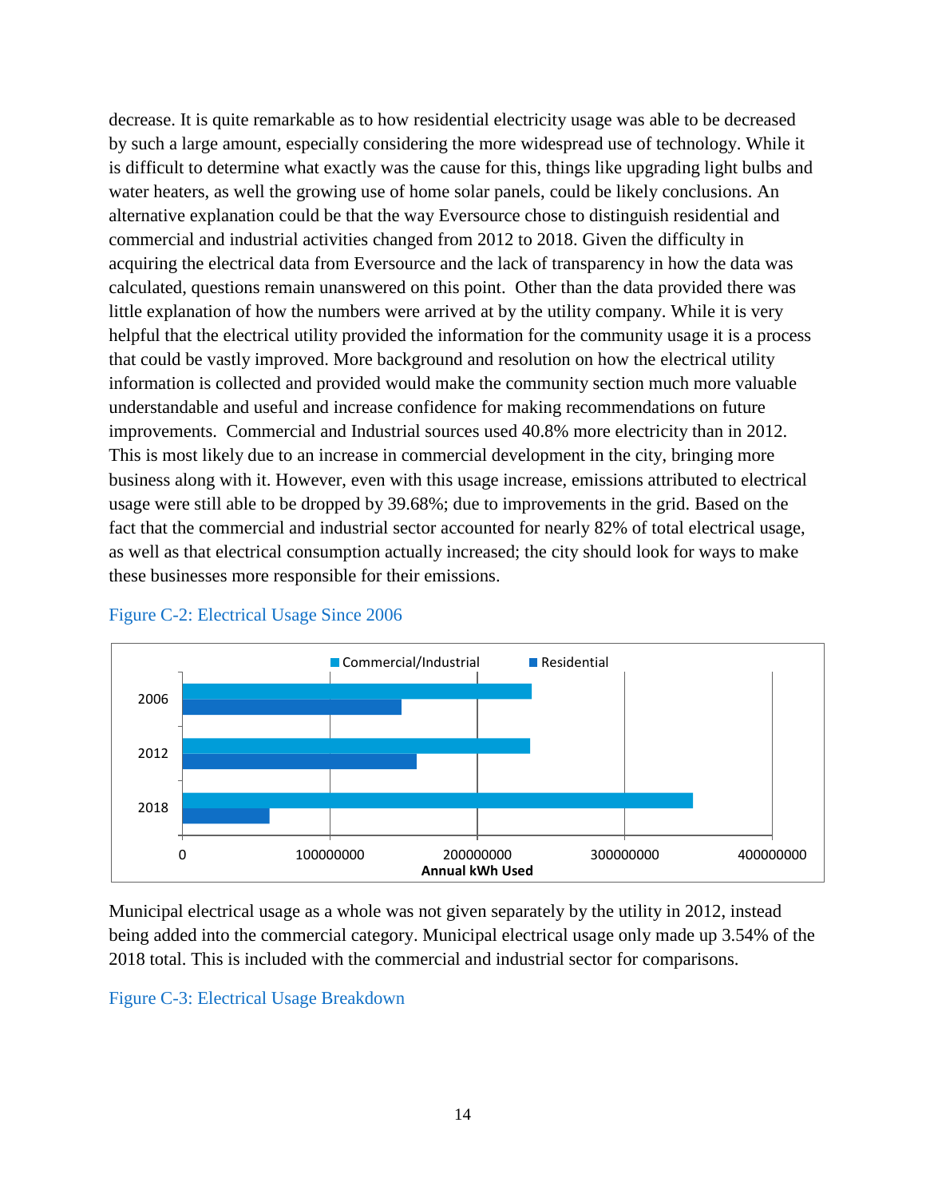decrease. It is quite remarkable as to how residential electricity usage was able to be decreased by such a large amount, especially considering the more widespread use of technology. While it is difficult to determine what exactly was the cause for this, things like upgrading light bulbs and water heaters, as well the growing use of home solar panels, could be likely conclusions. An alternative explanation could be that the way Eversource chose to distinguish residential and commercial and industrial activities changed from 2012 to 2018. Given the difficulty in acquiring the electrical data from Eversource and the lack of transparency in how the data was calculated, questions remain unanswered on this point. Other than the data provided there was little explanation of how the numbers were arrived at by the utility company. While it is very helpful that the electrical utility provided the information for the community usage it is a process that could be vastly improved. More background and resolution on how the electrical utility information is collected and provided would make the community section much more valuable understandable and useful and increase confidence for making recommendations on future improvements. Commercial and Industrial sources used 40.8% more electricity than in 2012. This is most likely due to an increase in commercial development in the city, bringing more business along with it. However, even with this usage increase, emissions attributed to electrical usage were still able to be dropped by 39.68%; due to improvements in the grid. Based on the fact that the commercial and industrial sector accounted for nearly 82% of total electrical usage, as well as that electrical consumption actually increased; the city should look for ways to make these businesses more responsible for their emissions.

Figure C-2: Electrical Usage Since 2006

Municipal electrical usage as a whole was not given separately by the utility in 2012, instead being added into the commercial category. Municipal electrical usage only made up 3.54% of the 2018 total. This is included with the commercial and industrial sector for comparisons.

Figure C-3: Electrical Usage Breakdown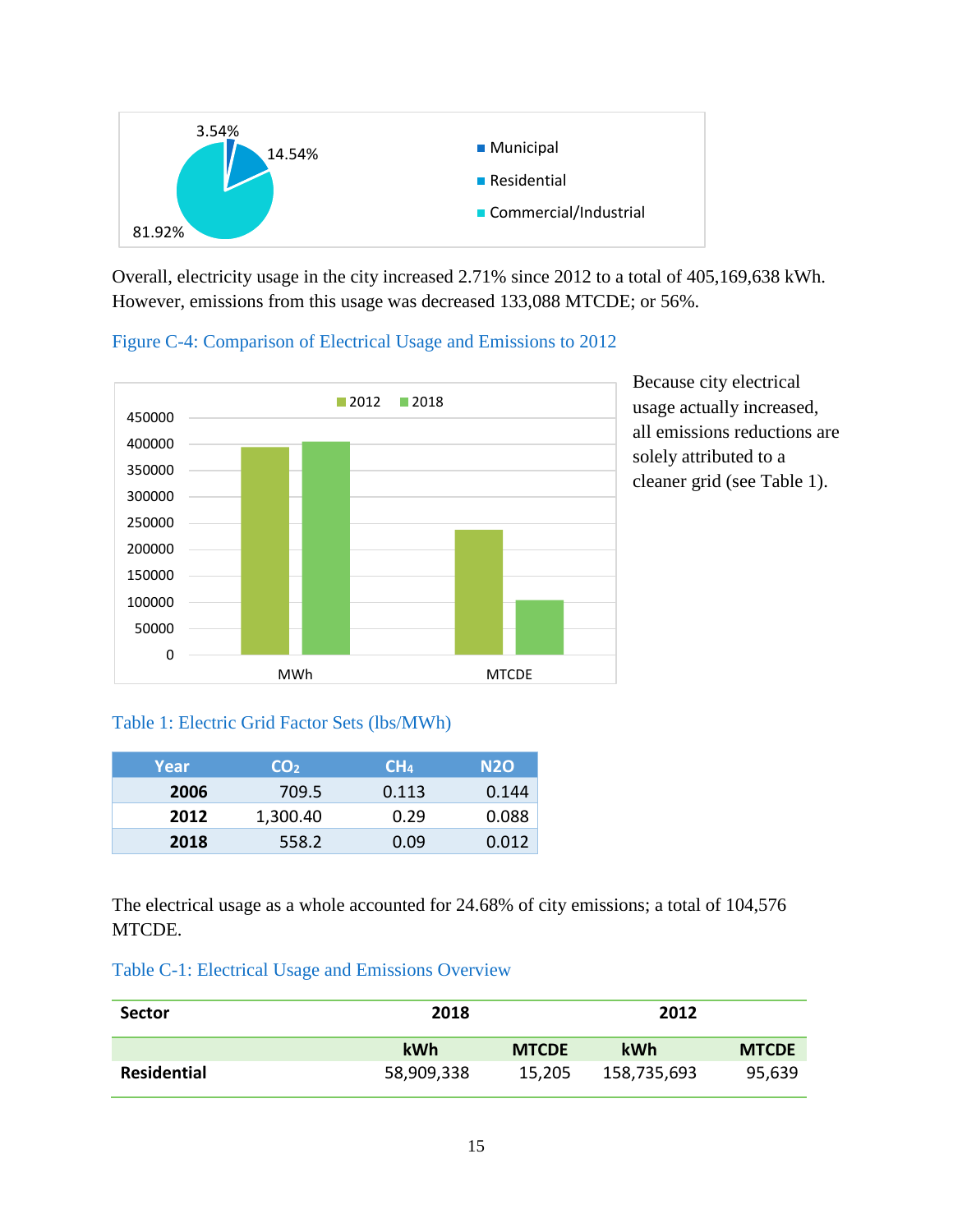3.54%
14.54%
81.92%

- Municipal
- Residential
- Commercial/Industrial

Overall, electricity usage in the city increased 2.71% since 2012 to a total of 405,169,638 kWh. However, emissions from this usage was decreased 133,088 MTCDE; or 56%.

Figure C-4: Comparison of Electrical Usage and Emissions to 2012

Because city electrical usage actually increased, all emissions reductions are solely attributed to a cleaner grid (see Table 1).

Table 1: Electric Grid Factor Sets (lbs/MWh)

| Year | $CO_2$ | $CH_4$ | N2O |
|---|---|---|---|
| **2006** | 709.5 | 0.113 | 0.144 |
| **2012** | 1,300.40 | 0.29 | 0.088 |
| **2018** | 558.2 | 0.09 | 0.012 |

The electrical usage as a whole accounted for 24.68% of city emissions; a total of 104,576 MTCDE.

Table C-1: Electrical Usage and Emissions Overview

| Sector | 2018 | | 2012 | |
|---|---|---|---|---|
| | kWh | MTCDE | kWh | MTCDE |
| **Residential** | 58,909,338 | 15,205 | 158,735,693 | 95,639 |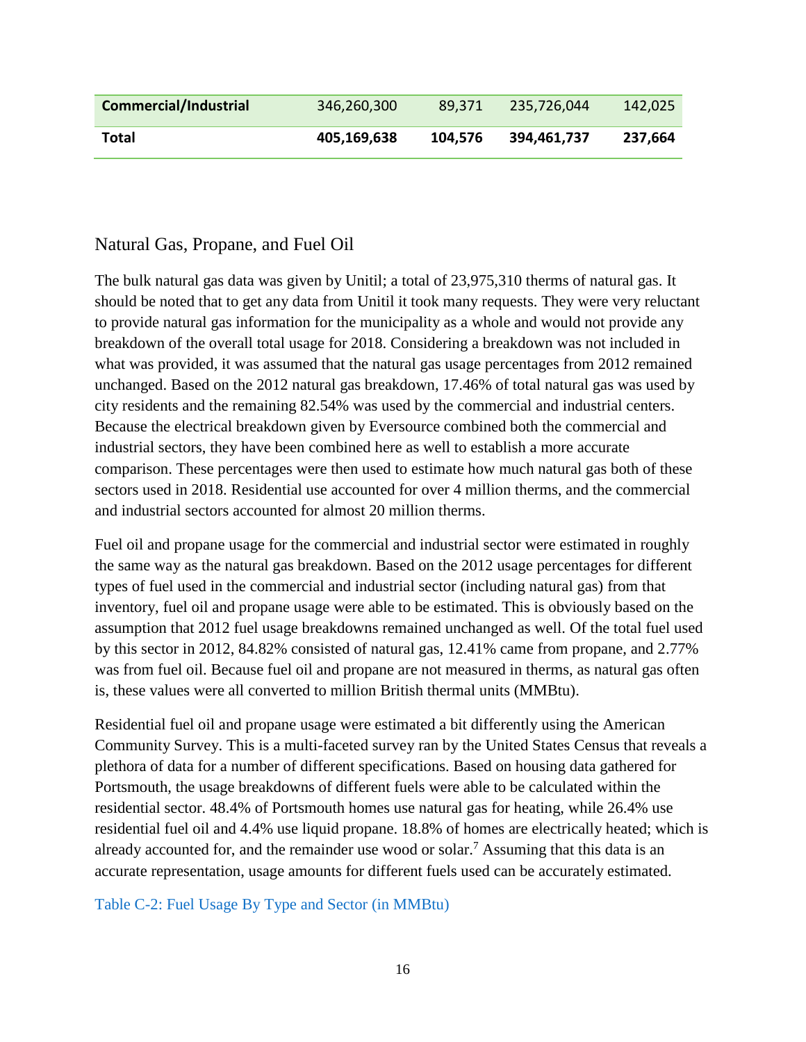| Commercial/Industrial | 346,260,300 | 89,371 | 235,726,044 | 142,025 |
|---|---|---|---|---|
| **Total** | **405,169,638** | **104,576** | **394,461,737** | **237,664** |

## Natural Gas, Propane, and Fuel Oil

The bulk natural gas data was given by Unitil; a total of 23,975,310 therms of natural gas. It should be noted that to get any data from Unitil it took many requests. They were very reluctant to provide natural gas information for the municipality as a whole and would not provide any breakdown of the overall total usage for 2018. Considering a breakdown was not included in what was provided, it was assumed that the natural gas usage percentages from 2012 remained unchanged. Based on the 2012 natural gas breakdown, 17.46% of total natural gas was used by city residents and the remaining 82.54% was used by the commercial and industrial centers. Because the electrical breakdown given by Eversource combined both the commercial and industrial sectors, they have been combined here as well to establish a more accurate comparison. These percentages were then used to estimate how much natural gas both of these sectors used in 2018. Residential use accounted for over 4 million therms, and the commercial and industrial sectors accounted for almost 20 million therms.

Fuel oil and propane usage for the commercial and industrial sector were estimated in roughly the same way as the natural gas breakdown. Based on the 2012 usage percentages for different types of fuel used in the commercial and industrial sector (including natural gas) from that inventory, fuel oil and propane usage were able to be estimated. This is obviously based on the assumption that 2012 fuel usage breakdowns remained unchanged as well. Of the total fuel used by this sector in 2012, 84.82% consisted of natural gas, 12.41% came from propane, and 2.77% was from fuel oil. Because fuel oil and propane are not measured in therms, as natural gas often is, these values were all converted to million British thermal units (MMBtu).

Residential fuel oil and propane usage were estimated a bit differently using the American Community Survey. This is a multi-faceted survey ran by the United States Census that reveals a plethora of data for a number of different specifications. Based on housing data gathered for Portsmouth, the usage breakdowns of different fuels were able to be calculated within the residential sector. 48.4% of Portsmouth homes use natural gas for heating, while 26.4% use residential fuel oil and 4.4% use liquid propane. 18.8% of homes are electrically heated; which is already accounted for, and the remainder use wood or solar.[7] Assuming that this data is an accurate representation, usage amounts for different fuels used can be accurately estimated.

Table C-2: Fuel Usage By Type and Sector (in MMBtu)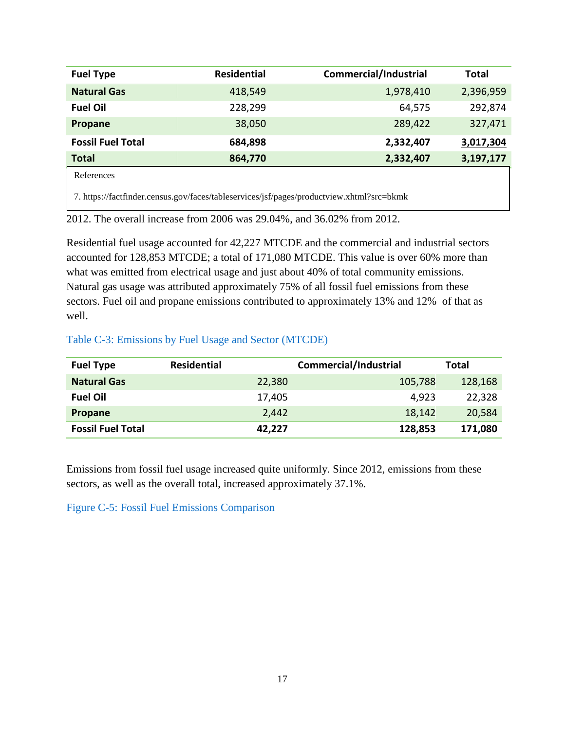| Fuel Type | Residential | Commercial/Industrial | Total |
|---|---|---|---|
| **Natural Gas** | 418,549 | 1,978,410 | 2,396,959 |
| **Fuel Oil** | 228,299 | 64,575 | 292,874 |
| **Propane** | 38,050 | 289,422 | 327,471 |
| **Fossil Fuel Total** | **684,898** | **2,332,407** | **3,017,304** |
| **Total** | **864,770** | **2,332,407** | **3,197,177** |

References

7. https://factfinder.census.gov/faces/tableservices/jsf/pages/productview.xhtml?src=bkmk

2012. The overall increase from 2006 was 29.04%, and 36.02% from 2012.

Residential fuel usage accounted for 42,227 MTCDE and the commercial and industrial sectors accounted for 128,853 MTCDE; a total of 171,080 MTCDE. This value is over 60% more than what was emitted from electrical usage and just about 40% of total community emissions. Natural gas usage was attributed approximately 75% of all fossil fuel emissions from these sectors. Fuel oil and propane emissions contributed to approximately 13% and 12% of that as well.

Table C-3: Emissions by Fuel Usage and Sector (MTCDE)

| Fuel Type | Residential | Commercial/Industrial | Total |
|---|---|---|---|
| **Natural Gas** | 22,380 | 105,788 | 128,168 |
| **Fuel Oil** | 17,405 | 4,923 | 22,328 |
| **Propane** | 2,442 | 18,142 | 20,584 |
| **Fossil Fuel Total** | **42,227** | **128,853** | **171,080** |

Emissions from fossil fuel usage increased quite uniformly. Since 2012, emissions from these sectors, as well as the overall total, increased approximately 37.1%.

Figure C-5: Fossil Fuel Emissions Comparison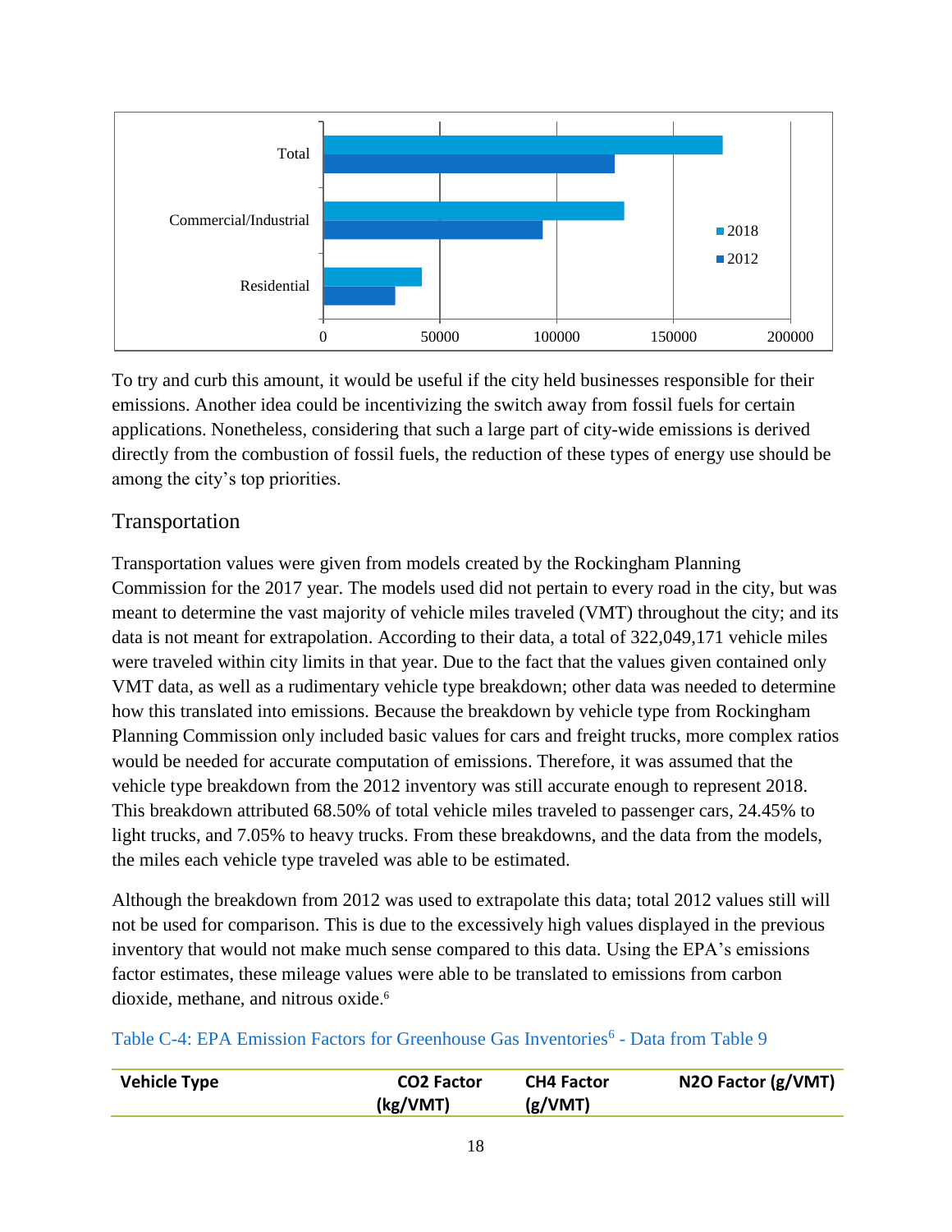To try and curb this amount, it would be useful if the city held businesses responsible for their emissions. Another idea could be incentivizing the switch away from fossil fuels for certain applications. Nonetheless, considering that such a large part of city-wide emissions is derived directly from the combustion of fossil fuels, the reduction of these types of energy use should be among the city's top priorities.

## Transportation

Transportation values were given from models created by the Rockingham Planning Commission for the 2017 year. The models used did not pertain to every road in the city, but was meant to determine the vast majority of vehicle miles traveled (VMT) throughout the city; and its data is not meant for extrapolation. According to their data, a total of 322,049,171 vehicle miles were traveled within city limits in that year. Due to the fact that the values given contained only VMT data, as well as a rudimentary vehicle type breakdown; other data was needed to determine how this translated into emissions. Because the breakdown by vehicle type from Rockingham Planning Commission only included basic values for cars and freight trucks, more complex ratios would be needed for accurate computation of emissions. Therefore, it was assumed that the vehicle type breakdown from the 2012 inventory was still accurate enough to represent 2018. This breakdown attributed 68.50% of total vehicle miles traveled to passenger cars, 24.45% to light trucks, and 7.05% to heavy trucks. From these breakdowns, and the data from the models, the miles each vehicle type traveled was able to be estimated.

Although the breakdown from 2012 was used to extrapolate this data; total 2012 values still will not be used for comparison. This is due to the excessively high values displayed in the previous inventory that would not make much sense compared to this data. Using the EPA's emissions factor estimates, these mileage values were able to be translated to emissions from carbon dioxide, methane, and nitrous oxide.[6]

Table C-4: EPA Emission Factors for Greenhouse Gas Inventories[6] - Data from Table 9

| Vehicle Type | CO2 Factor (kg/VMT) | CH4 Factor (g/VMT) | N2O Factor (g/VMT) |
|---|---|---|---|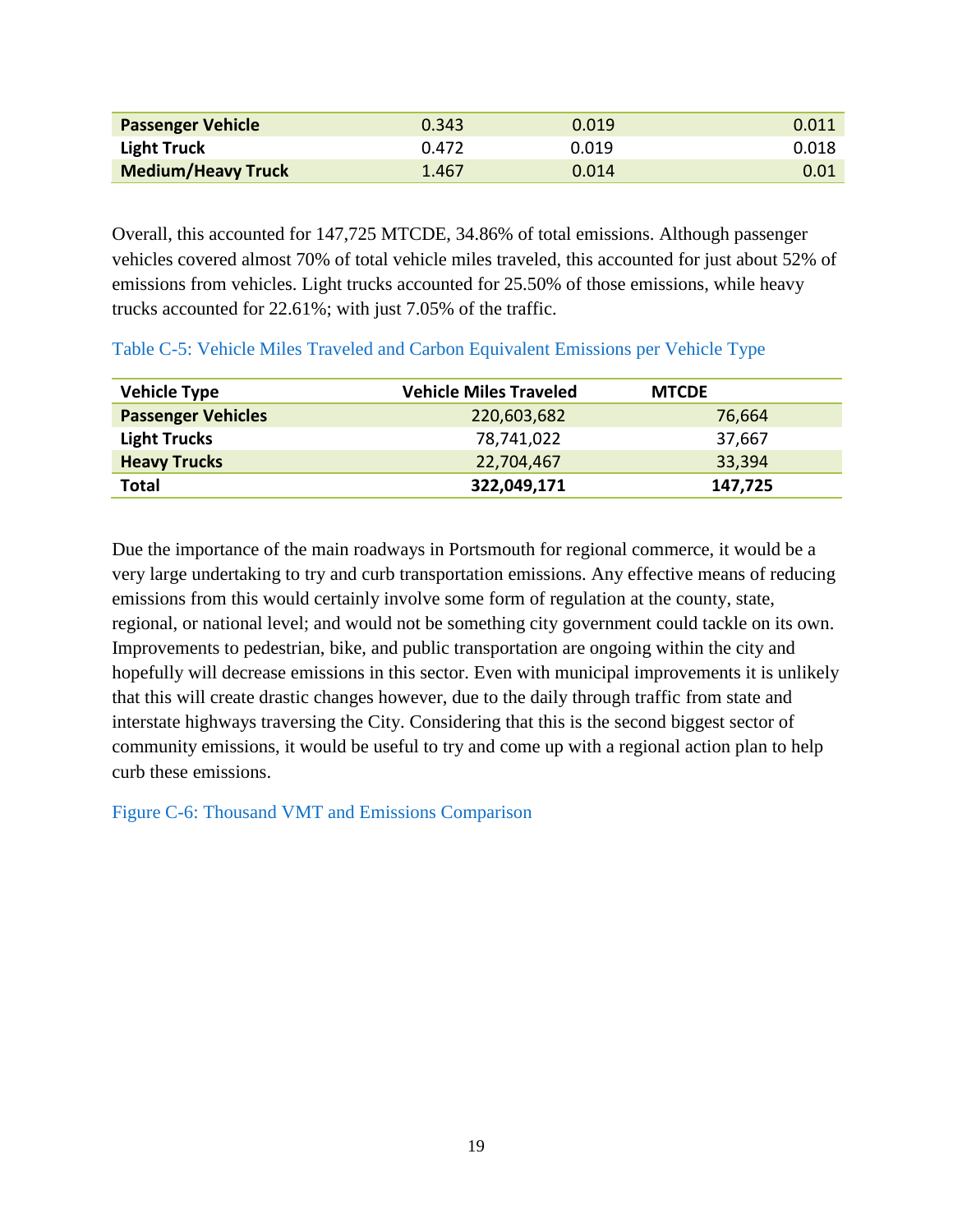| Passenger Vehicle | 0.343 | 0.019 | 0.011 |
|---|---|---|---|
| Light Truck | 0.472 | 0.019 | 0.018 |
| Medium/Heavy Truck | 1.467 | 0.014 | 0.01 |

Overall, this accounted for 147,725 MTCDE, 34.86% of total emissions. Although passenger vehicles covered almost 70% of total vehicle miles traveled, this accounted for just about 52% of emissions from vehicles. Light trucks accounted for 25.50% of those emissions, while heavy trucks accounted for 22.61%; with just 7.05% of the traffic.

Table C-5: Vehicle Miles Traveled and Carbon Equivalent Emissions per Vehicle Type

| Vehicle Type | Vehicle Miles Traveled | MTCDE |
|---|---|---|
| Passenger Vehicles | 220,603,682 | 76,664 |
| Light Trucks | 78,741,022 | 37,667 |
| Heavy Trucks | 22,704,467 | 33,394 |
| **Total** | **322,049,171** | **147,725** |

Due the importance of the main roadways in Portsmouth for regional commerce, it would be a very large undertaking to try and curb transportation emissions. Any effective means of reducing emissions from this would certainly involve some form of regulation at the county, state, regional, or national level; and would not be something city government could tackle on its own. Improvements to pedestrian, bike, and public transportation are ongoing within the city and hopefully will decrease emissions in this sector. Even with municipal improvements it is unlikely that this will create drastic changes however, due to the daily through traffic from state and interstate highways traversing the City. Considering that this is the second biggest sector of community emissions, it would be useful to try and come up with a regional action plan to help curb these emissions.

Figure C-6: Thousand VMT and Emissions Comparison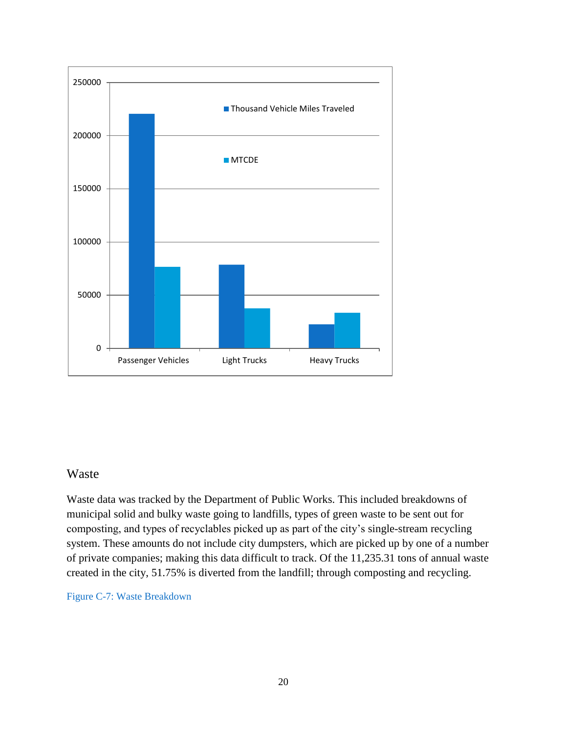## Waste

Waste data was tracked by the Department of Public Works. This included breakdowns of municipal solid and bulky waste going to landfills, types of green waste to be sent out for composting, and types of recyclables picked up as part of the city's single-stream recycling system. These amounts do not include city dumpsters, which are picked up by one of a number of private companies; making this data difficult to track. Of the 11,235.31 tons of annual waste created in the city, 51.75% is diverted from the landfill; through composting and recycling.

Figure C-7: Waste Breakdown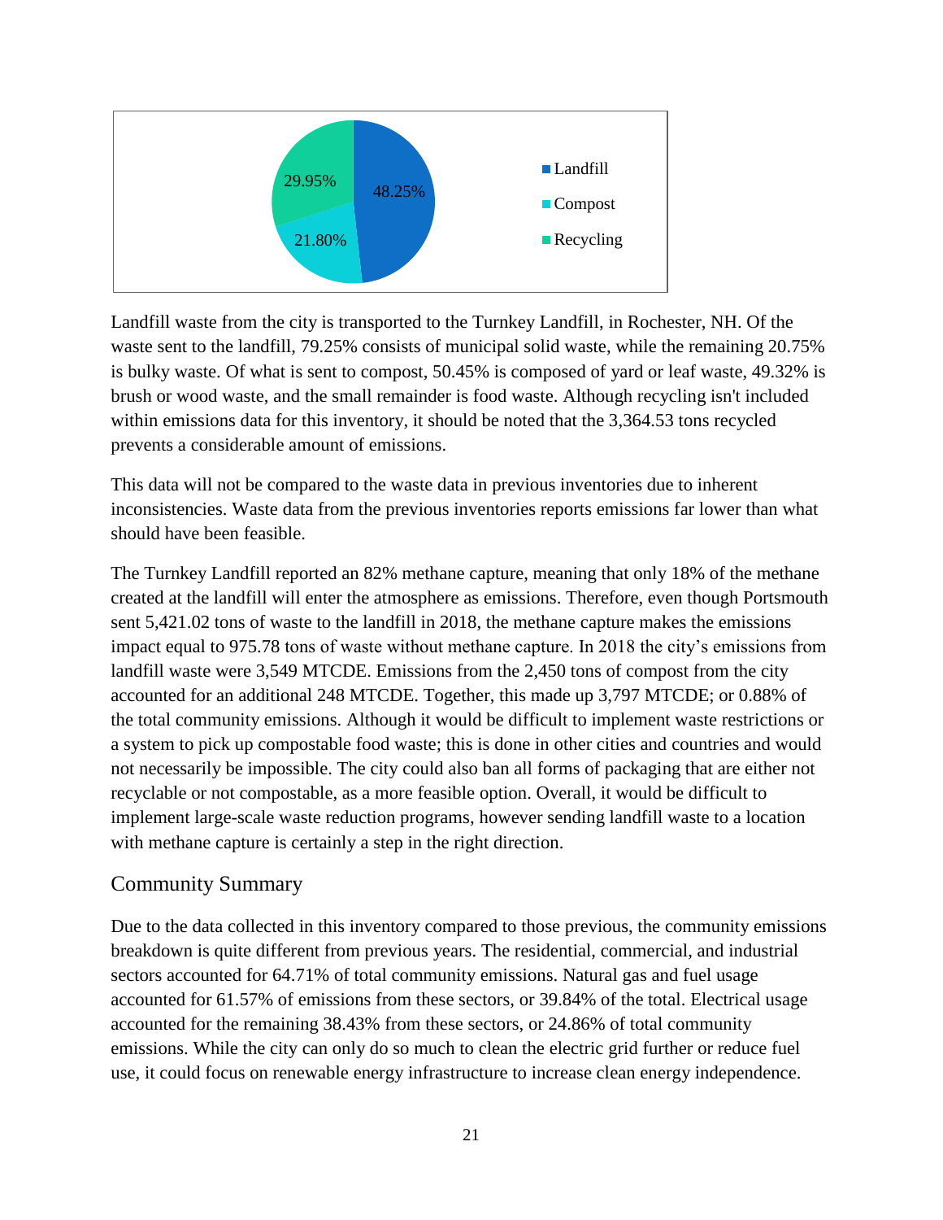Landfill waste from the city is transported to the Turnkey Landfill, in Rochester, NH. Of the waste sent to the landfill, 79.25% consists of municipal solid waste, while the remaining 20.75% is bulky waste. Of what is sent to compost, 50.45% is composed of yard or leaf waste, 49.32% is brush or wood waste, and the small remainder is food waste. Although recycling isn't included within emissions data for this inventory, it should be noted that the 3,364.53 tons recycled prevents a considerable amount of emissions.

This data will not be compared to the waste data in previous inventories due to inherent inconsistencies. Waste data from the previous inventories reports emissions far lower than what should have been feasible.

The Turnkey Landfill reported an 82% methane capture, meaning that only 18% of the methane created at the landfill will enter the atmosphere as emissions. Therefore, even though Portsmouth sent 5,421.02 tons of waste to the landfill in 2018, the methane capture makes the emissions impact equal to 975.78 tons of waste without methane capture. In 2018 the city's emissions from landfill waste were 3,549 MTCDE. Emissions from the 2,450 tons of compost from the city accounted for an additional 248 MTCDE. Together, this made up 3,797 MTCDE; or 0.88% of the total community emissions. Although it would be difficult to implement waste restrictions or a system to pick up compostable food waste; this is done in other cities and countries and would not necessarily be impossible. The city could also ban all forms of packaging that are either not recyclable or not compostable, as a more feasible option. Overall, it would be difficult to implement large-scale waste reduction programs, however sending landfill waste to a location with methane capture is certainly a step in the right direction.

## Community Summary

Due to the data collected in this inventory compared to those previous, the community emissions breakdown is quite different from previous years. The residential, commercial, and industrial sectors accounted for 64.71% of total community emissions. Natural gas and fuel usage accounted for 61.57% of emissions from these sectors, or 39.84% of the total. Electrical usage accounted for the remaining 38.43% from these sectors, or 24.86% of total community emissions. While the city can only do so much to clean the electric grid further or reduce fuel use, it could focus on renewable energy infrastructure to increase clean energy independence.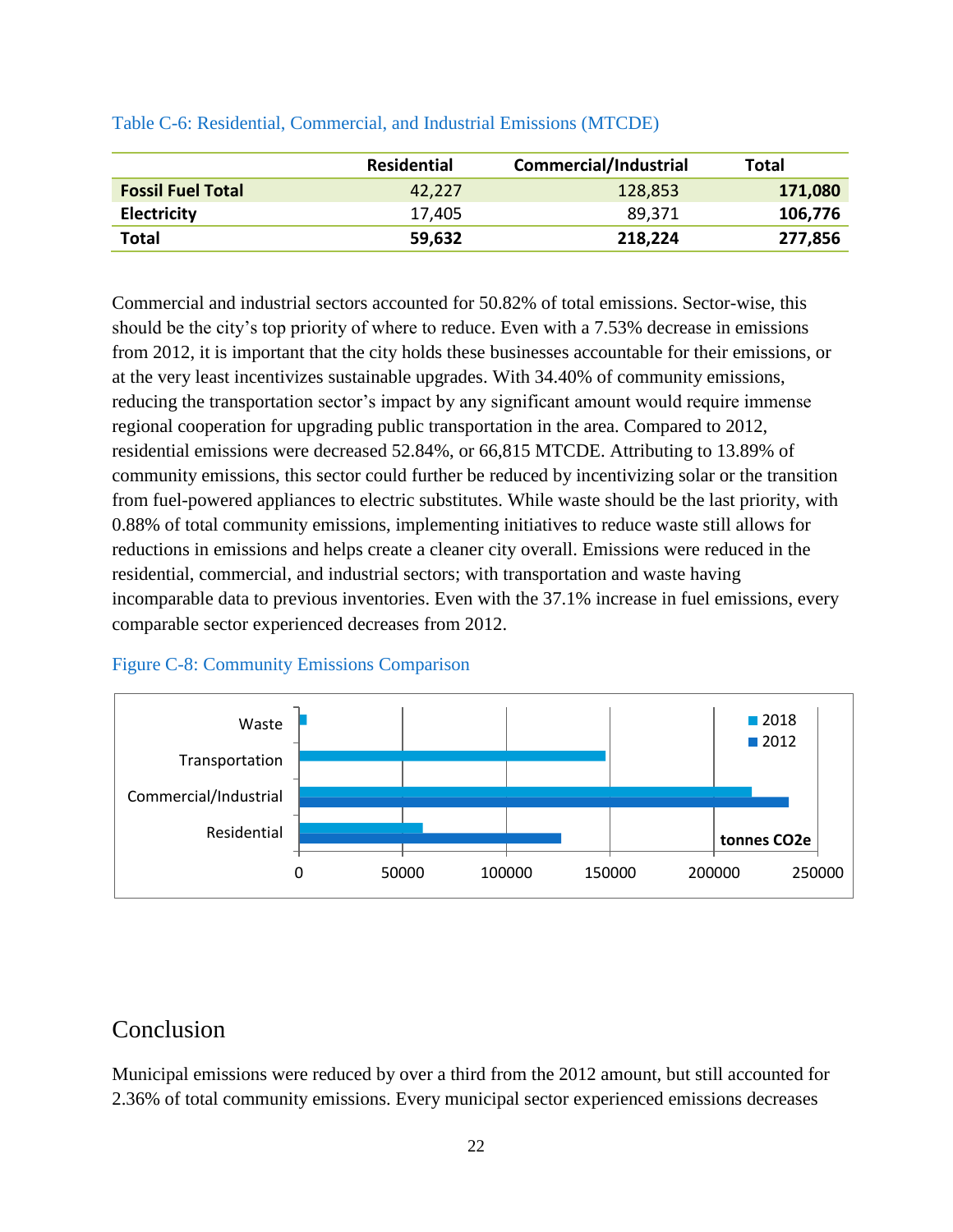Table C-6: Residential, Commercial, and Industrial Emissions (MTCDE)

| | Residential | Commercial/Industrial | Total |
|---|---|---|---|
| **Fossil Fuel Total** | 42,227 | 128,853 | **171,080** |
| **Electricity** | 17,405 | 89,371 | **106,776** |
| **Total** | **59,632** | **218,224** | **277,856** |

Commercial and industrial sectors accounted for 50.82% of total emissions. Sector-wise, this should be the city's top priority of where to reduce. Even with a 7.53% decrease in emissions from 2012, it is important that the city holds these businesses accountable for their emissions, or at the very least incentivizes sustainable upgrades. With 34.40% of community emissions, reducing the transportation sector's impact by any significant amount would require immense regional cooperation for upgrading public transportation in the area. Compared to 2012, residential emissions were decreased 52.84%, or 66,815 MTCDE. Attributing to 13.89% of community emissions, this sector could further be reduced by incentivizing solar or the transition from fuel-powered appliances to electric substitutes. While waste should be the last priority, with 0.88% of total community emissions, implementing initiatives to reduce waste still allows for reductions in emissions and helps create a cleaner city overall. Emissions were reduced in the residential, commercial, and industrial sectors; with transportation and waste having incomparable data to previous inventories. Even with the 37.1% increase in fuel emissions, every comparable sector experienced decreases from 2012.

Figure C-8: Community Emissions Comparison

## Conclusion

Municipal emissions were reduced by over a third from the 2012 amount, but still accounted for 2.36% of total community emissions. Every municipal sector experienced emissions decreases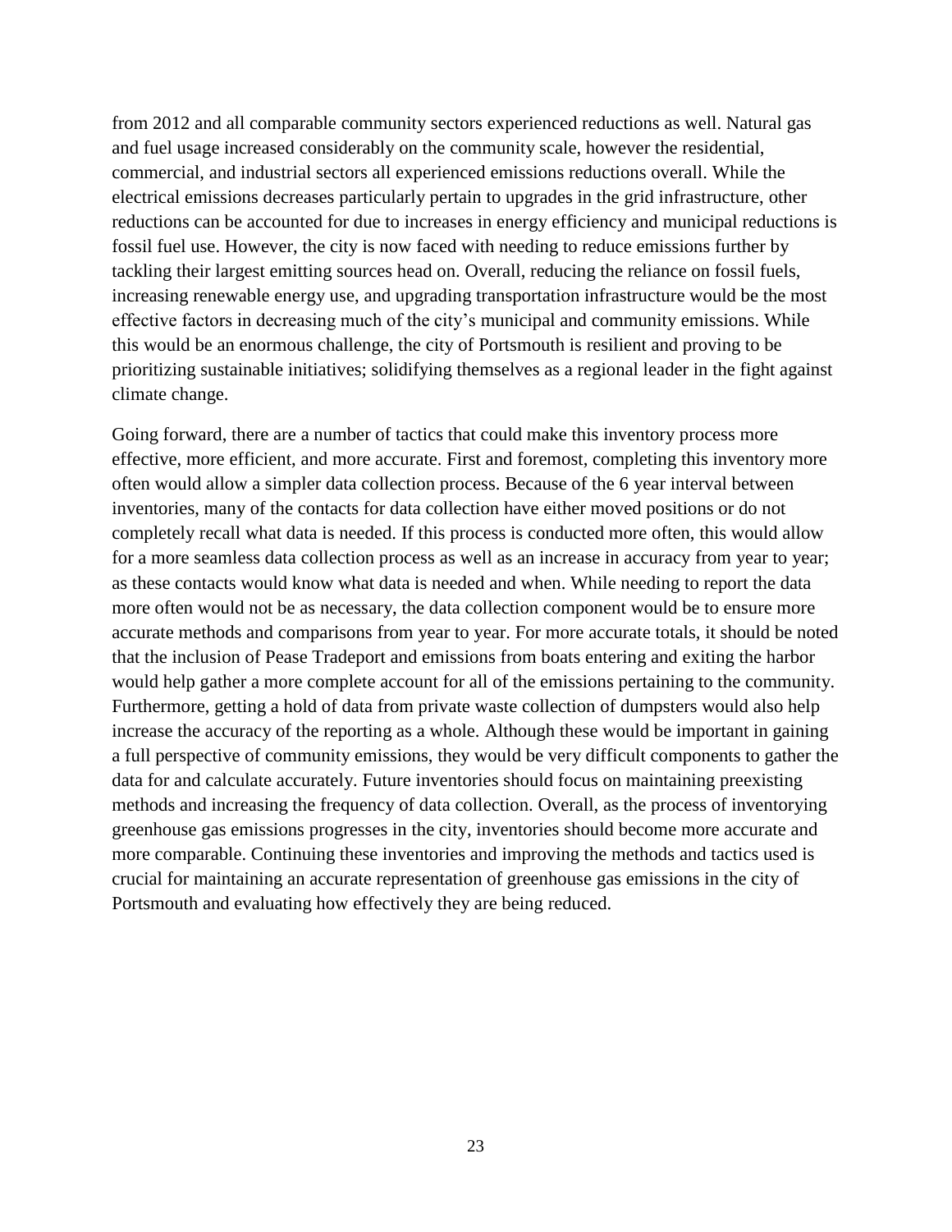from 2012 and all comparable community sectors experienced reductions as well. Natural gas and fuel usage increased considerably on the community scale, however the residential, commercial, and industrial sectors all experienced emissions reductions overall. While the electrical emissions decreases particularly pertain to upgrades in the grid infrastructure, other reductions can be accounted for due to increases in energy efficiency and municipal reductions is fossil fuel use. However, the city is now faced with needing to reduce emissions further by tackling their largest emitting sources head on. Overall, reducing the reliance on fossil fuels, increasing renewable energy use, and upgrading transportation infrastructure would be the most effective factors in decreasing much of the city's municipal and community emissions. While this would be an enormous challenge, the city of Portsmouth is resilient and proving to be prioritizing sustainable initiatives; solidifying themselves as a regional leader in the fight against climate change.

Going forward, there are a number of tactics that could make this inventory process more effective, more efficient, and more accurate. First and foremost, completing this inventory more often would allow a simpler data collection process. Because of the 6 year interval between inventories, many of the contacts for data collection have either moved positions or do not completely recall what data is needed. If this process is conducted more often, this would allow for a more seamless data collection process as well as an increase in accuracy from year to year; as these contacts would know what data is needed and when. While needing to report the data more often would not be as necessary, the data collection component would be to ensure more accurate methods and comparisons from year to year. For more accurate totals, it should be noted that the inclusion of Pease Tradeport and emissions from boats entering and exiting the harbor would help gather a more complete account for all of the emissions pertaining to the community. Furthermore, getting a hold of data from private waste collection of dumpsters would also help increase the accuracy of the reporting as a whole. Although these would be important in gaining a full perspective of community emissions, they would be very difficult components to gather the data for and calculate accurately. Future inventories should focus on maintaining preexisting methods and increasing the frequency of data collection. Overall, as the process of inventorying greenhouse gas emissions progresses in the city, inventories should become more accurate and more comparable. Continuing these inventories and improving the methods and tactics used is crucial for maintaining an accurate representation of greenhouse gas emissions in the city of Portsmouth and evaluating how effectively they are being reduced.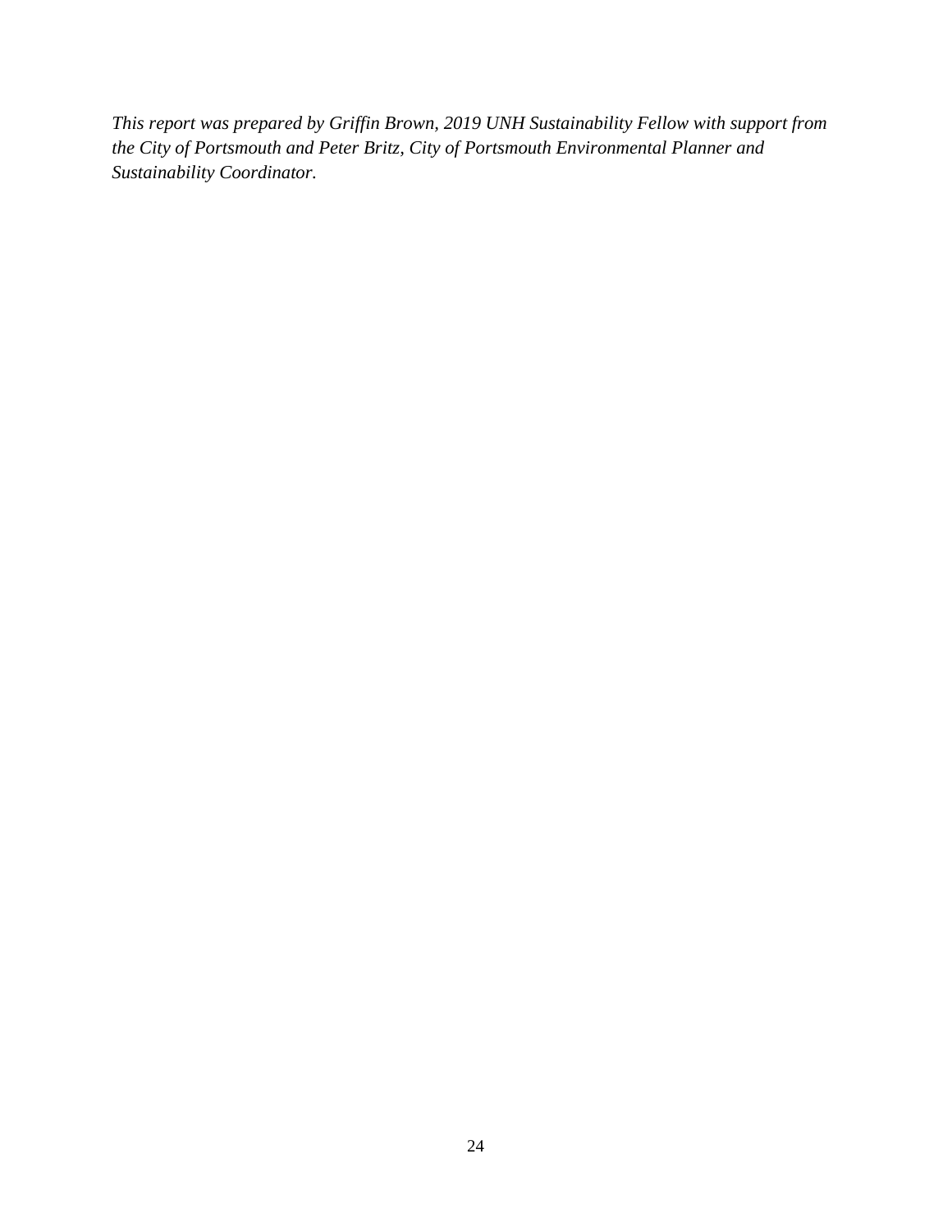*This report was prepared by Griffin Brown, 2019 UNH Sustainability Fellow with support from the City of Portsmouth and Peter Britz, City of Portsmouth Environmental Planner and Sustainability Coordinator.*